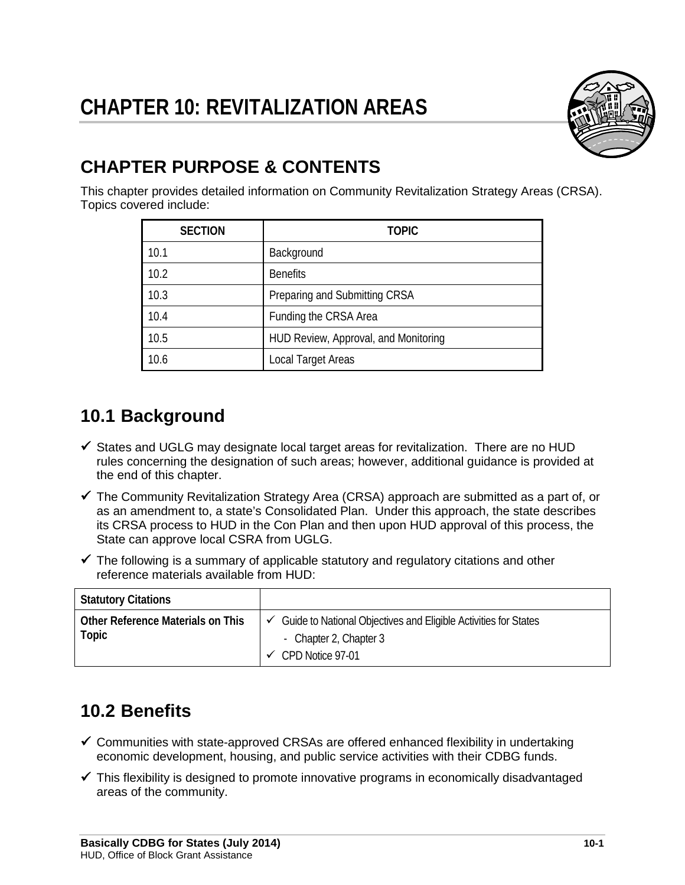# CHAPTER 10: REVITALIZATION AREAS

## CHAPTER PURPOSE & CONTENTS

This chapter provides detailed information on Community Revitalization Strategy Areas (CRSA). Topics covered include:

| SECTION | TOPIC |
|---|---|
| 10.1 | Background |
| 10.2 | Benefits |
| 10.3 | Preparing and Submitting CRSA |
| 10.4 | Funding the CRSA Area |
| 10.5 | HUD Review, Approval, and Monitoring |
| 10.6 | Local Target Areas |

## 10.1 Background

- ✓ States and UGLG may designate local target areas for revitalization. There are no HUD rules concerning the designation of such areas; however, additional guidance is provided at the end of this chapter.
- ✓ The Community Revitalization Strategy Area (CRSA) approach are submitted as a part of, or as an amendment to, a state's Consolidated Plan. Under this approach, the state describes its CRSA process to HUD in the Con Plan and then upon HUD approval of this process, the State can approve local CSRA from UGLG.
- ✓ The following is a summary of applicable statutory and regulatory citations and other reference materials available from HUD:

| **Statutory Citations** | |
|---|---|
| **Other Reference Materials on This Topic** | ✓ Guide to National Objectives and Eligible Activities for States<br>- Chapter 2, Chapter 3<br>✓ CPD Notice 97-01 |

## 10.2 Benefits

- ✓ Communities with state-approved CRSAs are offered enhanced flexibility in undertaking economic development, housing, and public service activities with their CDBG funds.
- ✓ This flexibility is designed to promote innovative programs in economically disadvantaged areas of the community.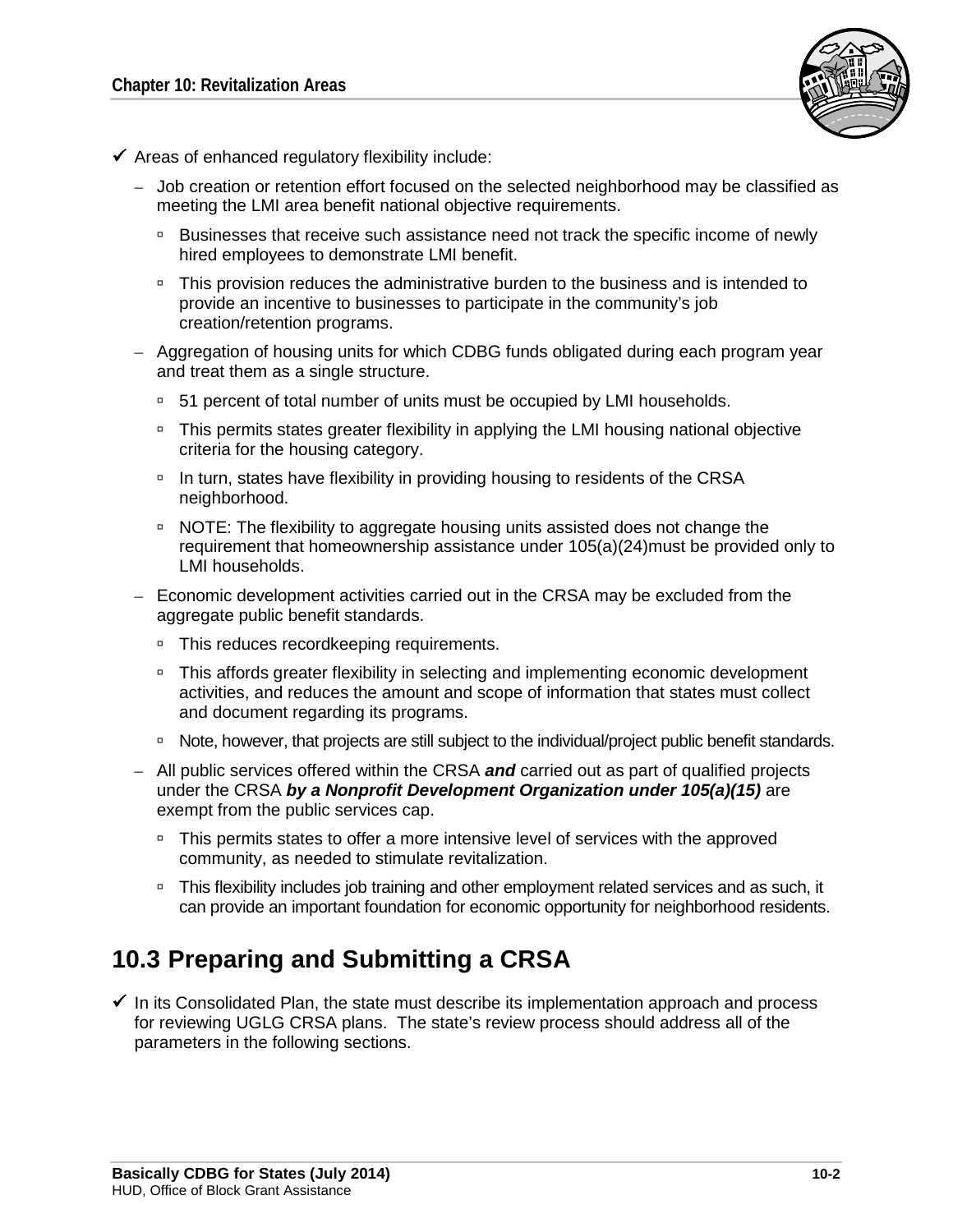- ✓ Areas of enhanced regulatory flexibility include:
  - Job creation or retention effort focused on the selected neighborhood may be classified as meeting the LMI area benefit national objective requirements.
    - Businesses that receive such assistance need not track the specific income of newly hired employees to demonstrate LMI benefit.
    - This provision reduces the administrative burden to the business and is intended to provide an incentive to businesses to participate in the community's job creation/retention programs.
  - Aggregation of housing units for which CDBG funds obligated during each program year and treat them as a single structure.
    - 51 percent of total number of units must be occupied by LMI households.
    - This permits states greater flexibility in applying the LMI housing national objective criteria for the housing category.
    - In turn, states have flexibility in providing housing to residents of the CRSA neighborhood.
    - NOTE: The flexibility to aggregate housing units assisted does not change the requirement that homeownership assistance under 105(a)(24)must be provided only to LMI households.
  - Economic development activities carried out in the CRSA may be excluded from the aggregate public benefit standards.
    - This reduces recordkeeping requirements.
    - This affords greater flexibility in selecting and implementing economic development activities, and reduces the amount and scope of information that states must collect and document regarding its programs.
    - Note, however, that projects are still subject to the individual/project public benefit standards.
  - All public services offered within the CRSA ***and*** carried out as part of qualified projects under the CRSA ***by a Nonprofit Development Organization under 105(a)(15)*** are exempt from the public services cap.
    - This permits states to offer a more intensive level of services with the approved community, as needed to stimulate revitalization.
    - This flexibility includes job training and other employment related services and as such, it can provide an important foundation for economic opportunity for neighborhood residents.

## 10.3 Preparing and Submitting a CRSA

- ✓ In its Consolidated Plan, the state must describe its implementation approach and process for reviewing UGLG CRSA plans. The state's review process should address all of the parameters in the following sections.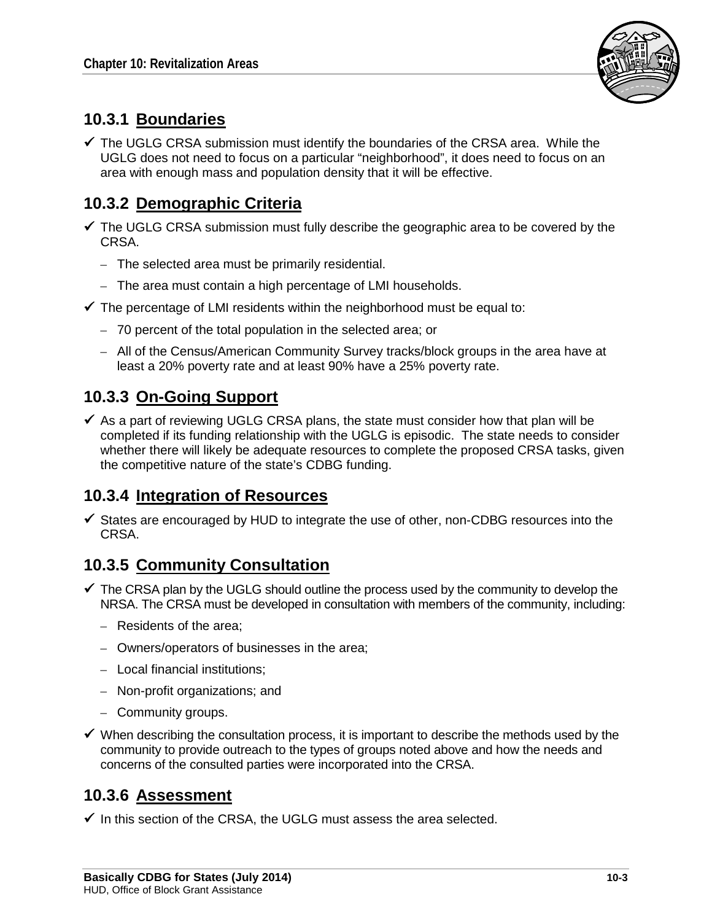### 10.3.1 Boundaries

- ✓ The UGLG CRSA submission must identify the boundaries of the CRSA area. While the UGLG does not need to focus on a particular "neighborhood", it does need to focus on an area with enough mass and population density that it will be effective.

### 10.3.2 Demographic Criteria

- ✓ The UGLG CRSA submission must fully describe the geographic area to be covered by the CRSA.
  - The selected area must be primarily residential.
  - The area must contain a high percentage of LMI households.
- ✓ The percentage of LMI residents within the neighborhood must be equal to:
  - 70 percent of the total population in the selected area; or
  - All of the Census/American Community Survey tracks/block groups in the area have at least a 20% poverty rate and at least 90% have a 25% poverty rate.

### 10.3.3 On-Going Support

- ✓ As a part of reviewing UGLG CRSA plans, the state must consider how that plan will be completed if its funding relationship with the UGLG is episodic. The state needs to consider whether there will likely be adequate resources to complete the proposed CRSA tasks, given the competitive nature of the state's CDBG funding.

### 10.3.4 Integration of Resources

- ✓ States are encouraged by HUD to integrate the use of other, non-CDBG resources into the CRSA.

### 10.3.5 Community Consultation

- ✓ The CRSA plan by the UGLG should outline the process used by the community to develop the NRSA. The CRSA must be developed in consultation with members of the community, including:
  - Residents of the area;
  - Owners/operators of businesses in the area;
  - Local financial institutions;
  - Non-profit organizations; and
  - Community groups.
- ✓ When describing the consultation process, it is important to describe the methods used by the community to provide outreach to the types of groups noted above and how the needs and concerns of the consulted parties were incorporated into the CRSA.

### 10.3.6 Assessment

- ✓ In this section of the CRSA, the UGLG must assess the area selected.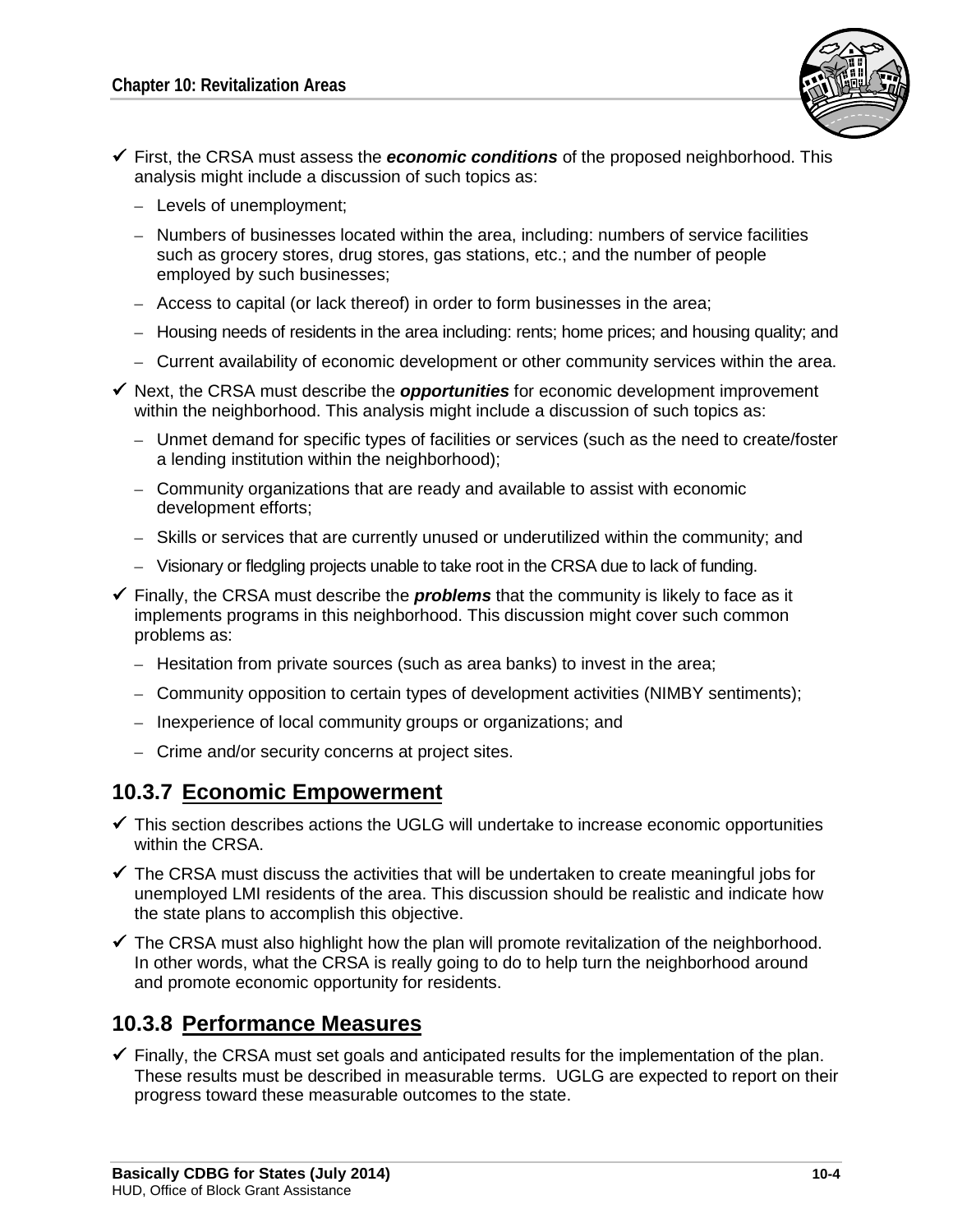- ✓ First, the CRSA must assess the ***economic conditions*** of the proposed neighborhood. This analysis might include a discussion of such topics as:
  - Levels of unemployment;
  - Numbers of businesses located within the area, including: numbers of service facilities such as grocery stores, drug stores, gas stations, etc.; and the number of people employed by such businesses;
  - Access to capital (or lack thereof) in order to form businesses in the area;
  - Housing needs of residents in the area including: rents; home prices; and housing quality; and
  - Current availability of economic development or other community services within the area.
- ✓ Next, the CRSA must describe the ***opportunities*** for economic development improvement within the neighborhood. This analysis might include a discussion of such topics as:
  - Unmet demand for specific types of facilities or services (such as the need to create/foster a lending institution within the neighborhood);
  - Community organizations that are ready and available to assist with economic development efforts;
  - Skills or services that are currently unused or underutilized within the community; and
  - Visionary or fledgling projects unable to take root in the CRSA due to lack of funding.
- ✓ Finally, the CRSA must describe the ***problems*** that the community is likely to face as it implements programs in this neighborhood. This discussion might cover such common problems as:
  - Hesitation from private sources (such as area banks) to invest in the area;
  - Community opposition to certain types of development activities (NIMBY sentiments);
  - Inexperience of local community groups or organizations; and
  - Crime and/or security concerns at project sites.

## 10.3.7 Economic Empowerment

- ✓ This section describes actions the UGLG will undertake to increase economic opportunities within the CRSA.
- ✓ The CRSA must discuss the activities that will be undertaken to create meaningful jobs for unemployed LMI residents of the area. This discussion should be realistic and indicate how the state plans to accomplish this objective.
- ✓ The CRSA must also highlight how the plan will promote revitalization of the neighborhood. In other words, what the CRSA is really going to do to help turn the neighborhood around and promote economic opportunity for residents.

## 10.3.8 Performance Measures

- ✓ Finally, the CRSA must set goals and anticipated results for the implementation of the plan. These results must be described in measurable terms. UGLG are expected to report on their progress toward these measurable outcomes to the state.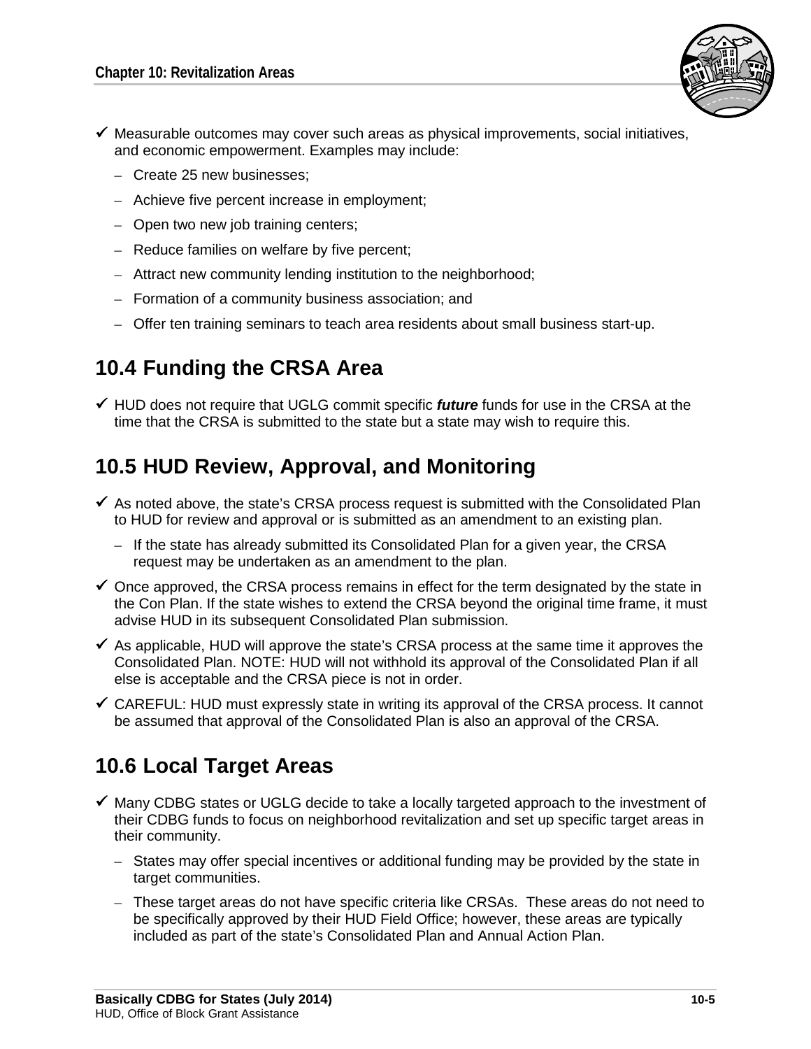- ✓ Measurable outcomes may cover such areas as physical improvements, social initiatives, and economic empowerment. Examples may include:
  - Create 25 new businesses;
  - Achieve five percent increase in employment;
  - Open two new job training centers;
  - Reduce families on welfare by five percent;
  - Attract new community lending institution to the neighborhood;
  - Formation of a community business association; and
  - Offer ten training seminars to teach area residents about small business start-up.

## 10.4 Funding the CRSA Area

- ✓ HUD does not require that UGLG commit specific ***future*** funds for use in the CRSA at the time that the CRSA is submitted to the state but a state may wish to require this.

## 10.5 HUD Review, Approval, and Monitoring

- ✓ As noted above, the state's CRSA process request is submitted with the Consolidated Plan to HUD for review and approval or is submitted as an amendment to an existing plan.
  - If the state has already submitted its Consolidated Plan for a given year, the CRSA request may be undertaken as an amendment to the plan.
- ✓ Once approved, the CRSA process remains in effect for the term designated by the state in the Con Plan. If the state wishes to extend the CRSA beyond the original time frame, it must advise HUD in its subsequent Consolidated Plan submission.
- ✓ As applicable, HUD will approve the state's CRSA process at the same time it approves the Consolidated Plan. NOTE: HUD will not withhold its approval of the Consolidated Plan if all else is acceptable and the CRSA piece is not in order.
- ✓ CAREFUL: HUD must expressly state in writing its approval of the CRSA process. It cannot be assumed that approval of the Consolidated Plan is also an approval of the CRSA.

## 10.6 Local Target Areas

- ✓ Many CDBG states or UGLG decide to take a locally targeted approach to the investment of their CDBG funds to focus on neighborhood revitalization and set up specific target areas in their community.
  - States may offer special incentives or additional funding may be provided by the state in target communities.
  - These target areas do not have specific criteria like CRSAs. These areas do not need to be specifically approved by their HUD Field Office; however, these areas are typically included as part of the state's Consolidated Plan and Annual Action Plan.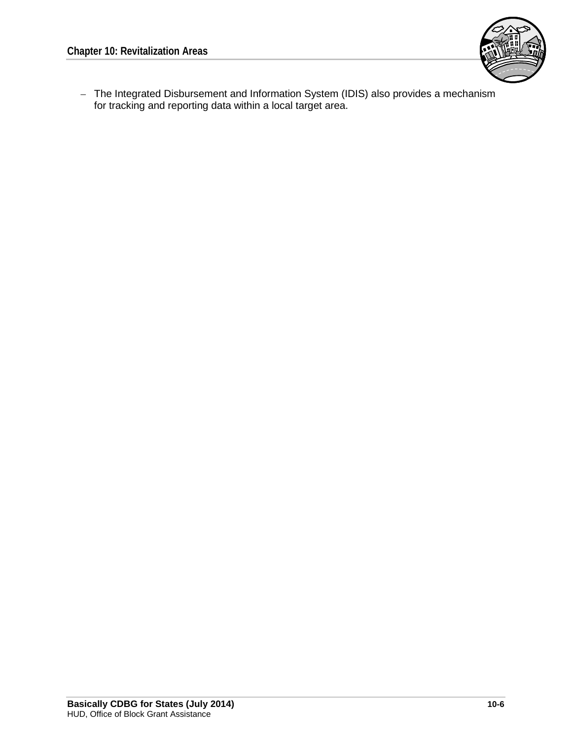– The Integrated Disbursement and Information System (IDIS) also provides a mechanism for tracking and reporting data within a local target area.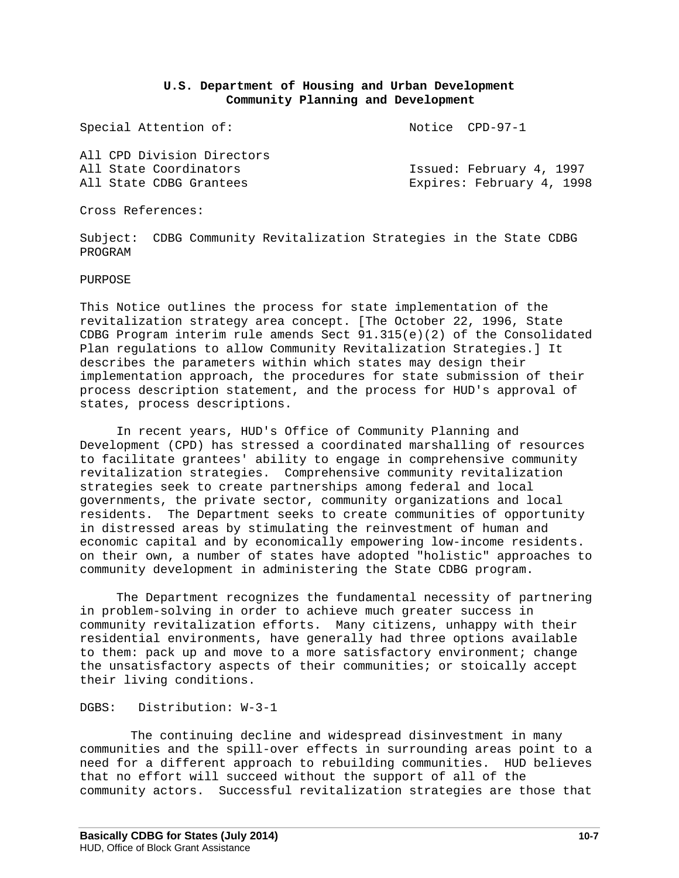**U.S. Department of Housing and Urban Development**
**Community Planning and Development**

Special Attention of: Notice CPD-97-1

All CPD Division Directors
All State Coordinators Issued: February 4, 1997
All State CDBG Grantees Expires: February 4, 1998

Cross References:

Subject: CDBG Community Revitalization Strategies in the State CDBG PROGRAM

PURPOSE

This Notice outlines the process for state implementation of the revitalization strategy area concept. [The October 22, 1996, State CDBG Program interim rule amends Sect 91.315(e)(2) of the Consolidated Plan regulations to allow Community Revitalization Strategies.] It describes the parameters within which states may design their implementation approach, the procedures for state submission of their process description statement, and the process for HUD's approval of states, process descriptions.

In recent years, HUD's Office of Community Planning and Development (CPD) has stressed a coordinated marshalling of resources to facilitate grantees' ability to engage in comprehensive community revitalization strategies. Comprehensive community revitalization strategies seek to create partnerships among federal and local governments, the private sector, community organizations and local residents. The Department seeks to create communities of opportunity in distressed areas by stimulating the reinvestment of human and economic capital and by economically empowering low-income residents. on their own, a number of states have adopted "holistic" approaches to community development in administering the State CDBG program.

The Department recognizes the fundamental necessity of partnering in problem-solving in order to achieve much greater success in community revitalization efforts. Many citizens, unhappy with their residential environments, have generally had three options available to them: pack up and move to a more satisfactory environment; change the unsatisfactory aspects of their communities; or stoically accept their living conditions.

DGBS: Distribution: W-3-1

The continuing decline and widespread disinvestment in many communities and the spill-over effects in surrounding areas point to a need for a different approach to rebuilding communities. HUD believes that no effort will succeed without the support of all of the community actors. Successful revitalization strategies are those that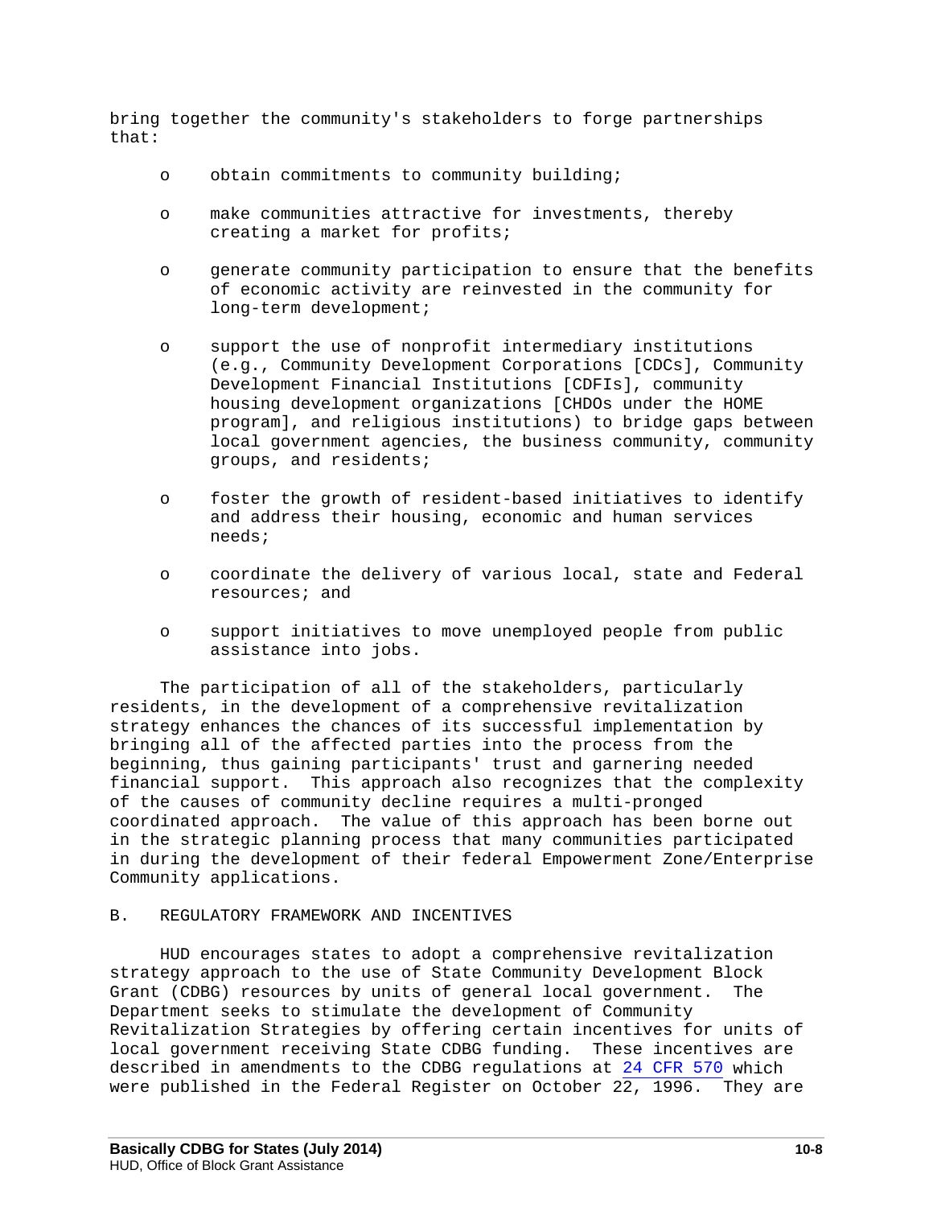bring together the community's stakeholders to forge partnerships that:

- obtain commitments to community building;
- make communities attractive for investments, thereby creating a market for profits;
- generate community participation to ensure that the benefits of economic activity are reinvested in the community for long-term development;
- support the use of nonprofit intermediary institutions (e.g., Community Development Corporations [CDCs], Community Development Financial Institutions [CDFIs], community housing development organizations [CHDOs under the HOME program], and religious institutions) to bridge gaps between local government agencies, the business community, community groups, and residents;
- foster the growth of resident-based initiatives to identify and address their housing, economic and human services needs;
- coordinate the delivery of various local, state and Federal resources; and
- support initiatives to move unemployed people from public assistance into jobs.

The participation of all of the stakeholders, particularly residents, in the development of a comprehensive revitalization strategy enhances the chances of its successful implementation by bringing all of the affected parties into the process from the beginning, thus gaining participants' trust and garnering needed financial support. This approach also recognizes that the complexity of the causes of community decline requires a multi-pronged coordinated approach. The value of this approach has been borne out in the strategic planning process that many communities participated in during the development of their federal Empowerment Zone/Enterprise Community applications.

## B. REGULATORY FRAMEWORK AND INCENTIVES

HUD encourages states to adopt a comprehensive revitalization strategy approach to the use of State Community Development Block Grant (CDBG) resources by units of general local government. The Department seeks to stimulate the development of Community Revitalization Strategies by offering certain incentives for units of local government receiving State CDBG funding. These incentives are described in amendments to the CDBG regulations at 24 CFR 570 which were published in the Federal Register on October 22, 1996. They are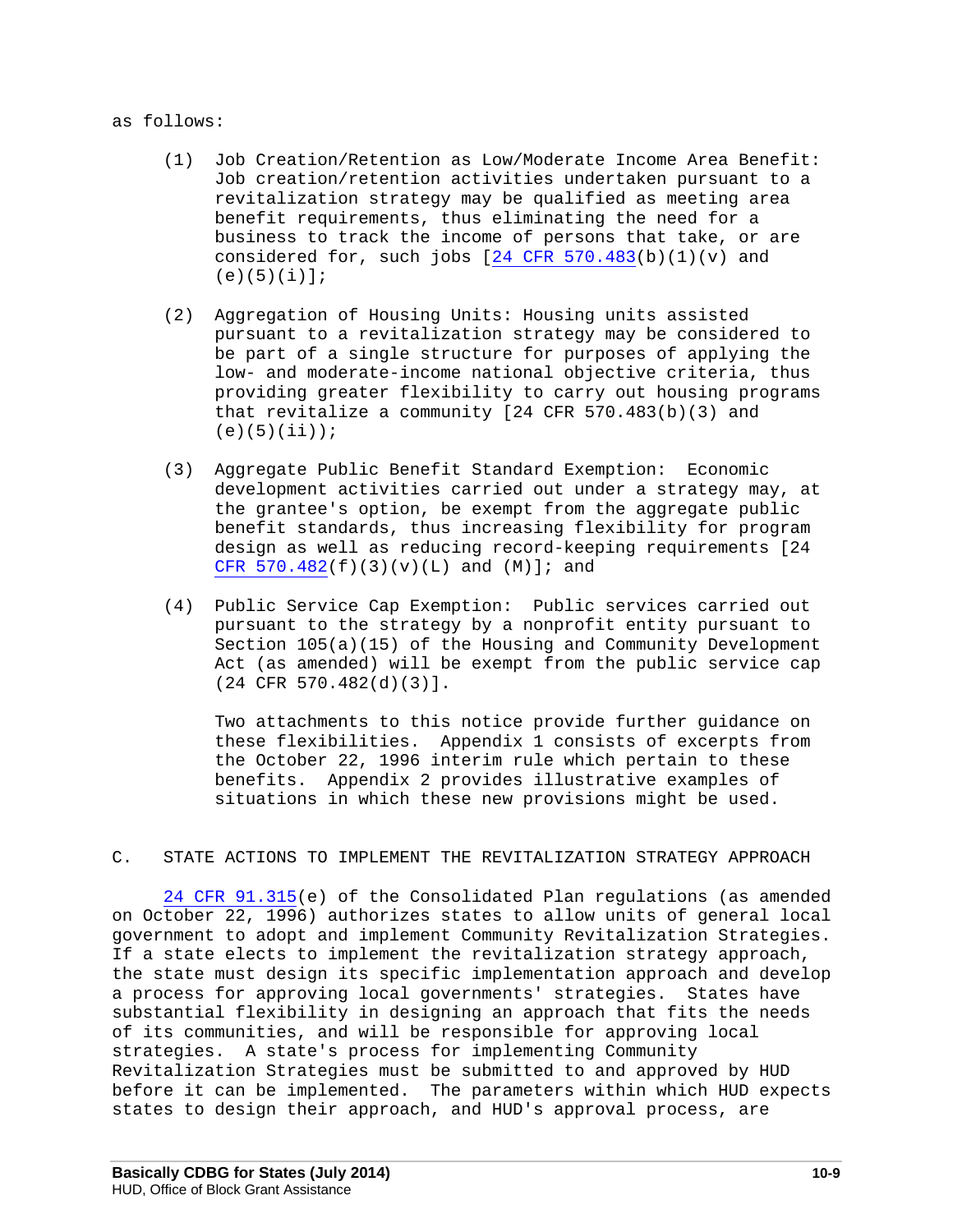as follows:

(1) Job Creation/Retention as Low/Moderate Income Area Benefit: Job creation/retention activities undertaken pursuant to a revitalization strategy may be qualified as meeting area benefit requirements, thus eliminating the need for a business to track the income of persons that take, or are considered for, such jobs [24 CFR 570.483(b)(1)(v) and (e)(5)(i)];

(2) Aggregation of Housing Units: Housing units assisted pursuant to a revitalization strategy may be considered to be part of a single structure for purposes of applying the low- and moderate-income national objective criteria, thus providing greater flexibility to carry out housing programs that revitalize a community [24 CFR 570.483(b)(3) and (e)(5)(ii));

(3) Aggregate Public Benefit Standard Exemption: Economic development activities carried out under a strategy may, at the grantee's option, be exempt from the aggregate public benefit standards, thus increasing flexibility for program design as well as reducing record-keeping requirements [24 CFR 570.482(f)(3)(v)(L) and (M)]; and

(4) Public Service Cap Exemption: Public services carried out pursuant to the strategy by a nonprofit entity pursuant to Section 105(a)(15) of the Housing and Community Development Act (as amended) will be exempt from the public service cap (24 CFR 570.482(d)(3)].

Two attachments to this notice provide further guidance on these flexibilities. Appendix 1 consists of excerpts from the October 22, 1996 interim rule which pertain to these benefits. Appendix 2 provides illustrative examples of situations in which these new provisions might be used.

## C. STATE ACTIONS TO IMPLEMENT THE REVITALIZATION STRATEGY APPROACH

24 CFR 91.315(e) of the Consolidated Plan regulations (as amended on October 22, 1996) authorizes states to allow units of general local government to adopt and implement Community Revitalization Strategies. If a state elects to implement the revitalization strategy approach, the state must design its specific implementation approach and develop a process for approving local governments' strategies. States have substantial flexibility in designing an approach that fits the needs of its communities, and will be responsible for approving local strategies. A state's process for implementing Community Revitalization Strategies must be submitted to and approved by HUD before it can be implemented. The parameters within which HUD expects states to design their approach, and HUD's approval process, are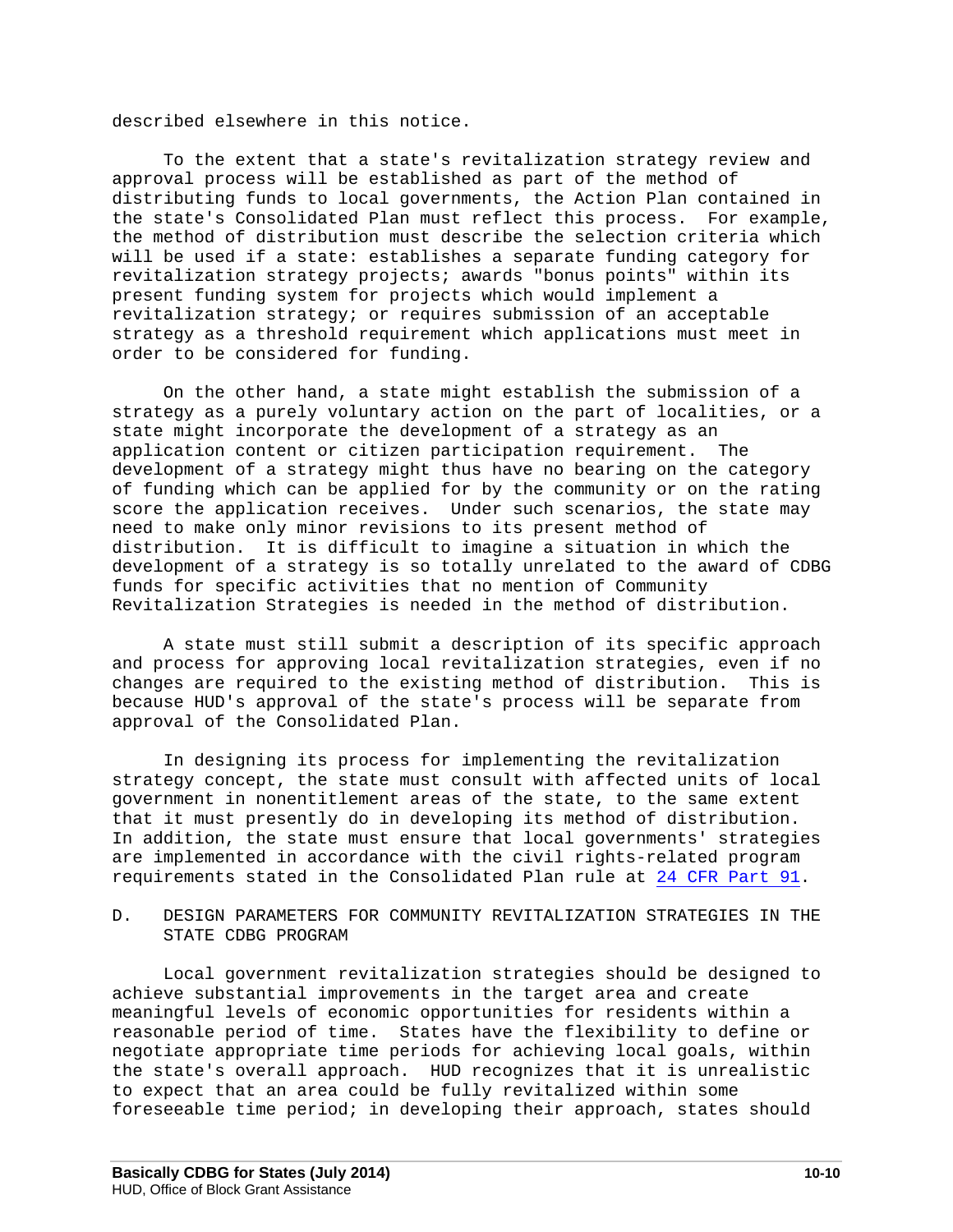described elsewhere in this notice.

To the extent that a state's revitalization strategy review and approval process will be established as part of the method of distributing funds to local governments, the Action Plan contained in the state's Consolidated Plan must reflect this process. For example, the method of distribution must describe the selection criteria which will be used if a state: establishes a separate funding category for revitalization strategy projects; awards "bonus points" within its present funding system for projects which would implement a revitalization strategy; or requires submission of an acceptable strategy as a threshold requirement which applications must meet in order to be considered for funding.

On the other hand, a state might establish the submission of a strategy as a purely voluntary action on the part of localities, or a state might incorporate the development of a strategy as an application content or citizen participation requirement. The development of a strategy might thus have no bearing on the category of funding which can be applied for by the community or on the rating score the application receives. Under such scenarios, the state may need to make only minor revisions to its present method of distribution. It is difficult to imagine a situation in which the development of a strategy is so totally unrelated to the award of CDBG funds for specific activities that no mention of Community Revitalization Strategies is needed in the method of distribution.

A state must still submit a description of its specific approach and process for approving local revitalization strategies, even if no changes are required to the existing method of distribution. This is because HUD's approval of the state's process will be separate from approval of the Consolidated Plan.

In designing its process for implementing the revitalization strategy concept, the state must consult with affected units of local government in nonentitlement areas of the state, to the same extent that it must presently do in developing its method of distribution. In addition, the state must ensure that local governments' strategies are implemented in accordance with the civil rights-related program requirements stated in the Consolidated Plan rule at 24 CFR Part 91.

## D. DESIGN PARAMETERS FOR COMMUNITY REVITALIZATION STRATEGIES IN THE STATE CDBG PROGRAM

Local government revitalization strategies should be designed to achieve substantial improvements in the target area and create meaningful levels of economic opportunities for residents within a reasonable period of time. States have the flexibility to define or negotiate appropriate time periods for achieving local goals, within the state's overall approach. HUD recognizes that it is unrealistic to expect that an area could be fully revitalized within some foreseeable time period; in developing their approach, states should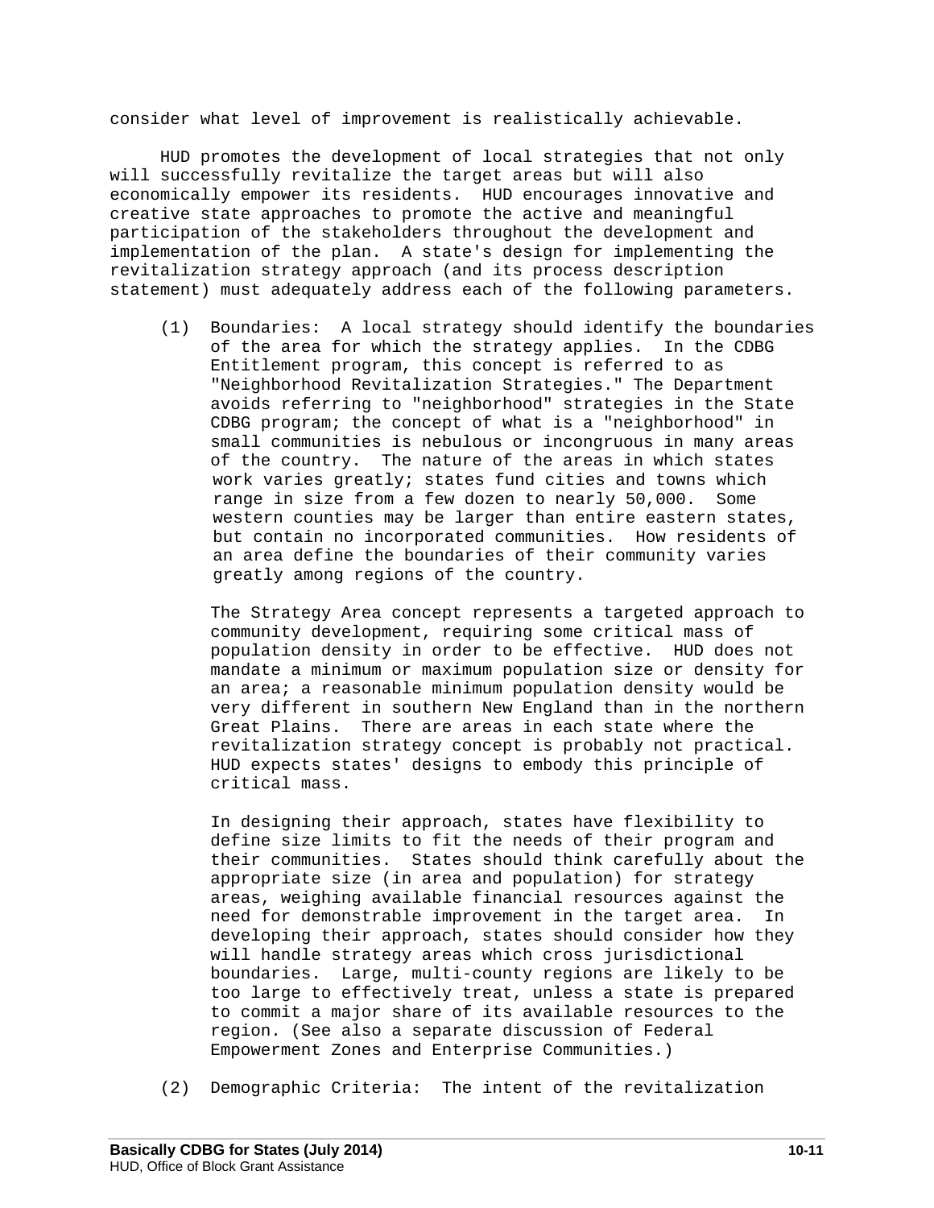consider what level of improvement is realistically achievable.

HUD promotes the development of local strategies that not only will successfully revitalize the target areas but will also economically empower its residents. HUD encourages innovative and creative state approaches to promote the active and meaningful participation of the stakeholders throughout the development and implementation of the plan. A state's design for implementing the revitalization strategy approach (and its process description statement) must adequately address each of the following parameters.

(1) Boundaries: A local strategy should identify the boundaries of the area for which the strategy applies. In the CDBG Entitlement program, this concept is referred to as "Neighborhood Revitalization Strategies." The Department avoids referring to "neighborhood" strategies in the State CDBG program; the concept of what is a "neighborhood" in small communities is nebulous or incongruous in many areas of the country. The nature of the areas in which states work varies greatly; states fund cities and towns which range in size from a few dozen to nearly 50,000. Some western counties may be larger than entire eastern states, but contain no incorporated communities. How residents of an area define the boundaries of their community varies greatly among regions of the country.

The Strategy Area concept represents a targeted approach to community development, requiring some critical mass of population density in order to be effective. HUD does not mandate a minimum or maximum population size or density for an area; a reasonable minimum population density would be very different in southern New England than in the northern Great Plains. There are areas in each state where the revitalization strategy concept is probably not practical. HUD expects states' designs to embody this principle of critical mass.

In designing their approach, states have flexibility to define size limits to fit the needs of their program and their communities. States should think carefully about the appropriate size (in area and population) for strategy areas, weighing available financial resources against the need for demonstrable improvement in the target area. In developing their approach, states should consider how they will handle strategy areas which cross jurisdictional boundaries. Large, multi-county regions are likely to be too large to effectively treat, unless a state is prepared to commit a major share of its available resources to the region. (See also a separate discussion of Federal Empowerment Zones and Enterprise Communities.)

(2) Demographic Criteria: The intent of the revitalization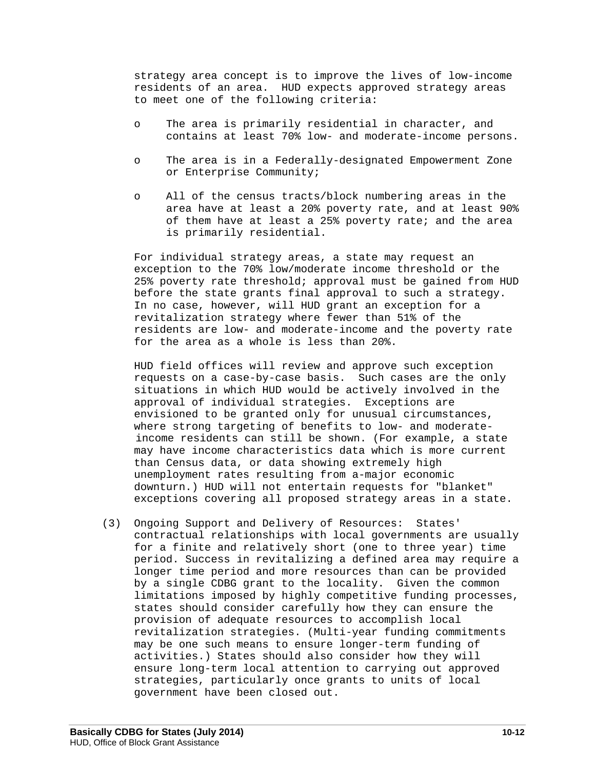strategy area concept is to improve the lives of low-income residents of an area. HUD expects approved strategy areas to meet one of the following criteria:

- The area is primarily residential in character, and contains at least 70% low- and moderate-income persons.

- The area is in a Federally-designated Empowerment Zone or Enterprise Community;

- All of the census tracts/block numbering areas in the area have at least a 20% poverty rate, and at least 90% of them have at least a 25% poverty rate; and the area is primarily residential.

For individual strategy areas, a state may request an exception to the 70% low/moderate income threshold or the 25% poverty rate threshold; approval must be gained from HUD before the state grants final approval to such a strategy. In no case, however, will HUD grant an exception for a revitalization strategy where fewer than 51% of the residents are low- and moderate-income and the poverty rate for the area as a whole is less than 20%.

HUD field offices will review and approve such exception requests on a case-by-case basis. Such cases are the only situations in which HUD would be actively involved in the approval of individual strategies. Exceptions are envisioned to be granted only for unusual circumstances, where strong targeting of benefits to low- and moderate-income residents can still be shown. (For example, a state may have income characteristics data which is more current than Census data, or data showing extremely high unemployment rates resulting from a-major economic downturn.) HUD will not entertain requests for "blanket" exceptions covering all proposed strategy areas in a state.

(3) Ongoing Support and Delivery of Resources: States' contractual relationships with local governments are usually for a finite and relatively short (one to three year) time period. Success in revitalizing a defined area may require a longer time period and more resources than can be provided by a single CDBG grant to the locality. Given the common limitations imposed by highly competitive funding processes, states should consider carefully how they can ensure the provision of adequate resources to accomplish local revitalization strategies. (Multi-year funding commitments may be one such means to ensure longer-term funding of activities.) States should also consider how they will ensure long-term local attention to carrying out approved strategies, particularly once grants to units of local government have been closed out.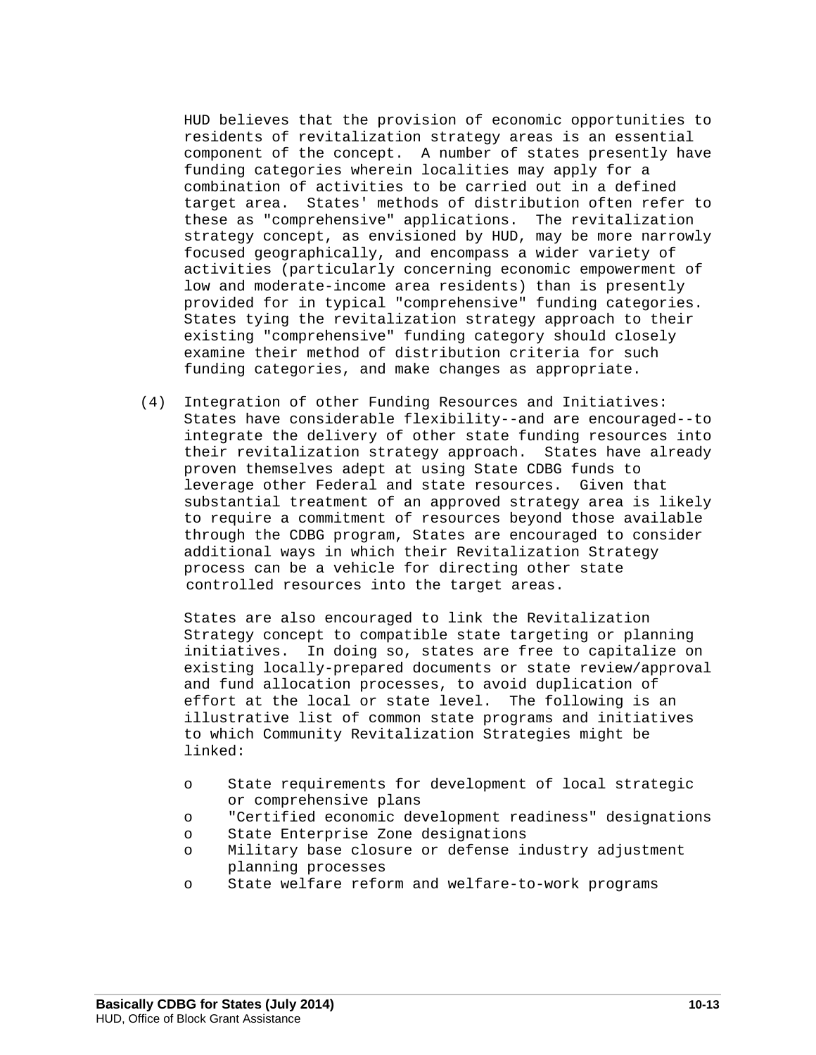HUD believes that the provision of economic opportunities to residents of revitalization strategy areas is an essential component of the concept. A number of states presently have funding categories wherein localities may apply for a combination of activities to be carried out in a defined target area. States' methods of distribution often refer to these as "comprehensive" applications. The revitalization strategy concept, as envisioned by HUD, may be more narrowly focused geographically, and encompass a wider variety of activities (particularly concerning economic empowerment of low and moderate-income area residents) than is presently provided for in typical "comprehensive" funding categories. States tying the revitalization strategy approach to their existing "comprehensive" funding category should closely examine their method of distribution criteria for such funding categories, and make changes as appropriate.

(4) Integration of other Funding Resources and Initiatives: States have considerable flexibility--and are encouraged--to integrate the delivery of other state funding resources into their revitalization strategy approach. States have already proven themselves adept at using State CDBG funds to leverage other Federal and state resources. Given that substantial treatment of an approved strategy area is likely to require a commitment of resources beyond those available through the CDBG program, States are encouraged to consider additional ways in which their Revitalization Strategy process can be a vehicle for directing other state controlled resources into the target areas.

States are also encouraged to link the Revitalization Strategy concept to compatible state targeting or planning initiatives. In doing so, states are free to capitalize on existing locally-prepared documents or state review/approval and fund allocation processes, to avoid duplication of effort at the local or state level. The following is an illustrative list of common state programs and initiatives to which Community Revitalization Strategies might be linked:

- State requirements for development of local strategic or comprehensive plans
- "Certified economic development readiness" designations
- State Enterprise Zone designations
- Military base closure or defense industry adjustment planning processes
- State welfare reform and welfare-to-work programs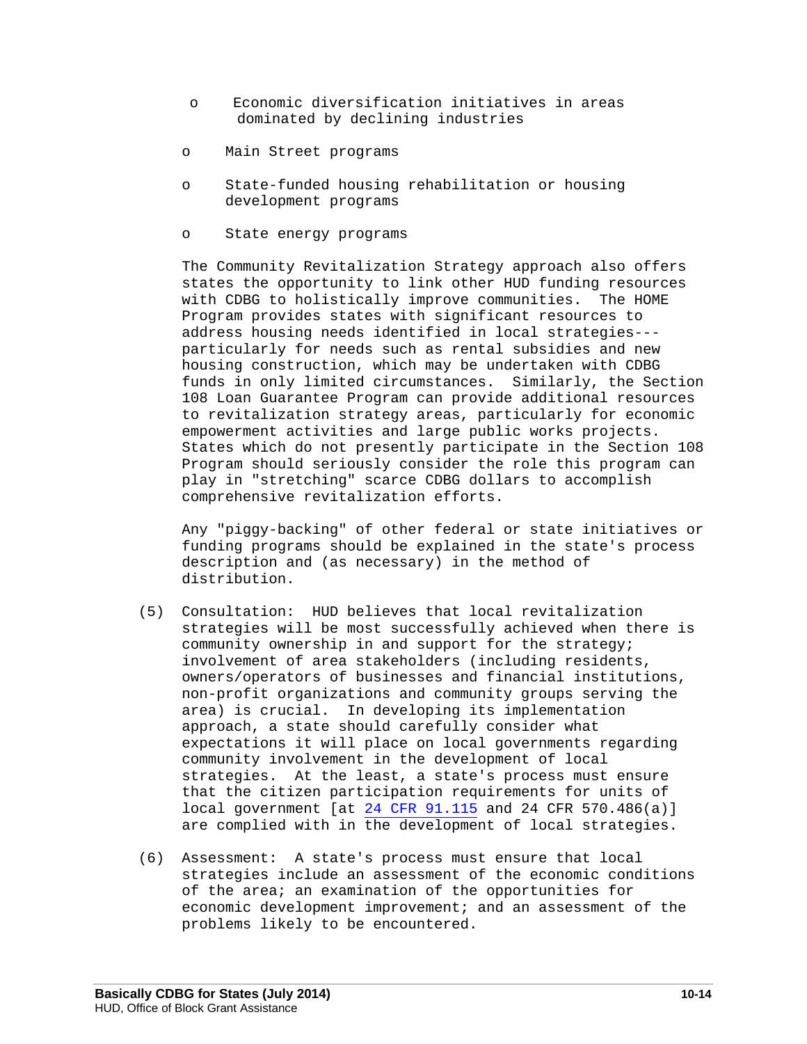- Economic diversification initiatives in areas dominated by declining industries
- Main Street programs
- State-funded housing rehabilitation or housing development programs
- State energy programs

The Community Revitalization Strategy approach also offers states the opportunity to link other HUD funding resources with CDBG to holistically improve communities. The HOME Program provides states with significant resources to address housing needs identified in local strategies---particularly for needs such as rental subsidies and new housing construction, which may be undertaken with CDBG funds in only limited circumstances. Similarly, the Section 108 Loan Guarantee Program can provide additional resources to revitalization strategy areas, particularly for economic empowerment activities and large public works projects. States which do not presently participate in the Section 108 Program should seriously consider the role this program can play in "stretching" scarce CDBG dollars to accomplish comprehensive revitalization efforts.

Any "piggy-backing" of other federal or state initiatives or funding programs should be explained in the state's process description and (as necessary) in the method of distribution.

(5) Consultation: HUD believes that local revitalization strategies will be most successfully achieved when there is community ownership in and support for the strategy; involvement of area stakeholders (including residents, owners/operators of businesses and financial institutions, non-profit organizations and community groups serving the area) is crucial. In developing its implementation approach, a state should carefully consider what expectations it will place on local governments regarding community involvement in the development of local strategies. At the least, a state's process must ensure that the citizen participation requirements for units of local government [at 24 CFR 91.115 and 24 CFR 570.486(a)] are complied with in the development of local strategies.

(6) Assessment: A state's process must ensure that local strategies include an assessment of the economic conditions of the area; an examination of the opportunities for economic development improvement; and an assessment of the problems likely to be encountered.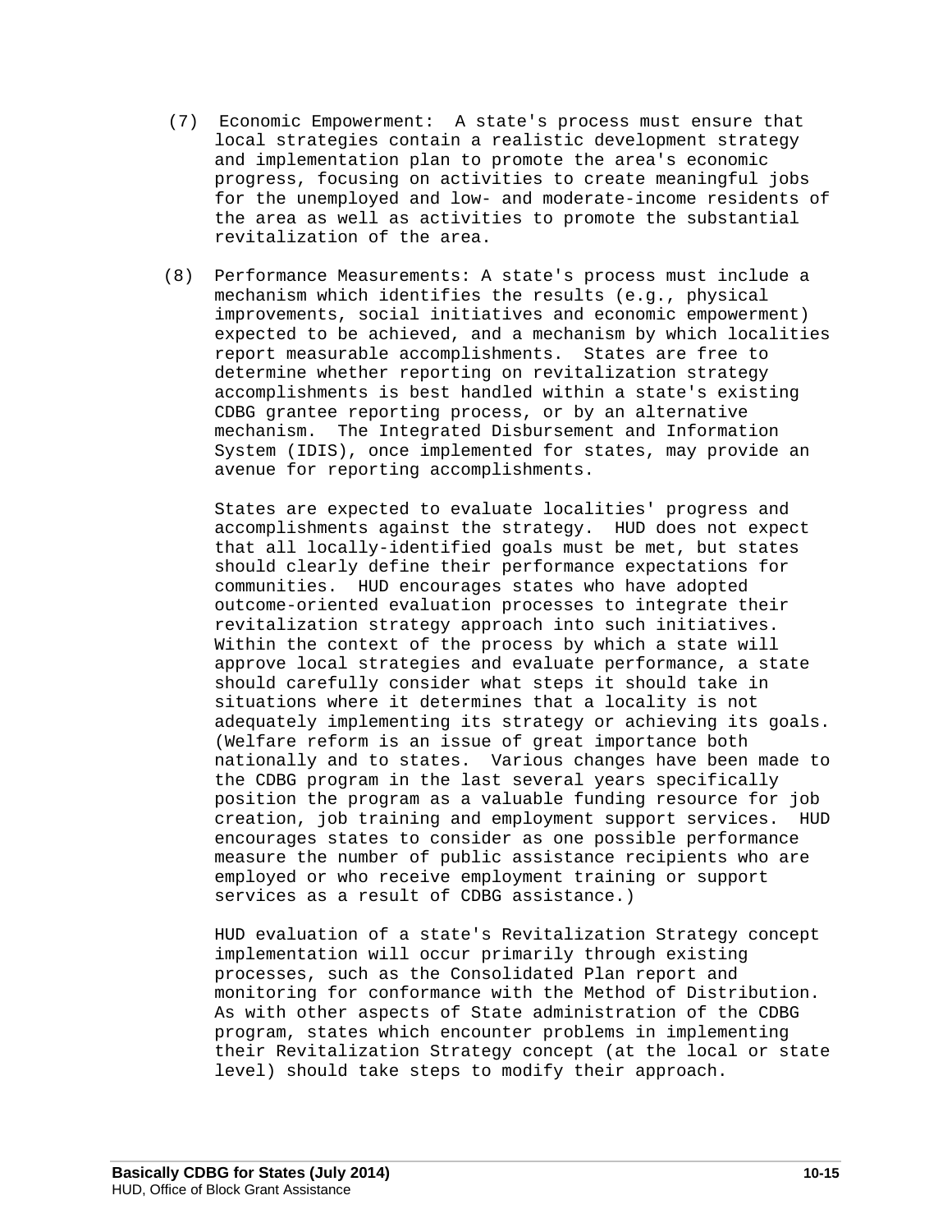(7) Economic Empowerment: A state's process must ensure that local strategies contain a realistic development strategy and implementation plan to promote the area's economic progress, focusing on activities to create meaningful jobs for the unemployed and low- and moderate-income residents of the area as well as activities to promote the substantial revitalization of the area.

(8) Performance Measurements: A state's process must include a mechanism which identifies the results (e.g., physical improvements, social initiatives and economic empowerment) expected to be achieved, and a mechanism by which localities report measurable accomplishments. States are free to determine whether reporting on revitalization strategy accomplishments is best handled within a state's existing CDBG grantee reporting process, or by an alternative mechanism. The Integrated Disbursement and Information System (IDIS), once implemented for states, may provide an avenue for reporting accomplishments.

States are expected to evaluate localities' progress and accomplishments against the strategy. HUD does not expect that all locally-identified goals must be met, but states should clearly define their performance expectations for communities. HUD encourages states who have adopted outcome-oriented evaluation processes to integrate their revitalization strategy approach into such initiatives. Within the context of the process by which a state will approve local strategies and evaluate performance, a state should carefully consider what steps it should take in situations where it determines that a locality is not adequately implementing its strategy or achieving its goals. (Welfare reform is an issue of great importance both nationally and to states. Various changes have been made to the CDBG program in the last several years specifically position the program as a valuable funding resource for job creation, job training and employment support services. HUD encourages states to consider as one possible performance measure the number of public assistance recipients who are employed or who receive employment training or support services as a result of CDBG assistance.)

HUD evaluation of a state's Revitalization Strategy concept implementation will occur primarily through existing processes, such as the Consolidated Plan report and monitoring for conformance with the Method of Distribution. As with other aspects of State administration of the CDBG program, states which encounter problems in implementing their Revitalization Strategy concept (at the local or state level) should take steps to modify their approach.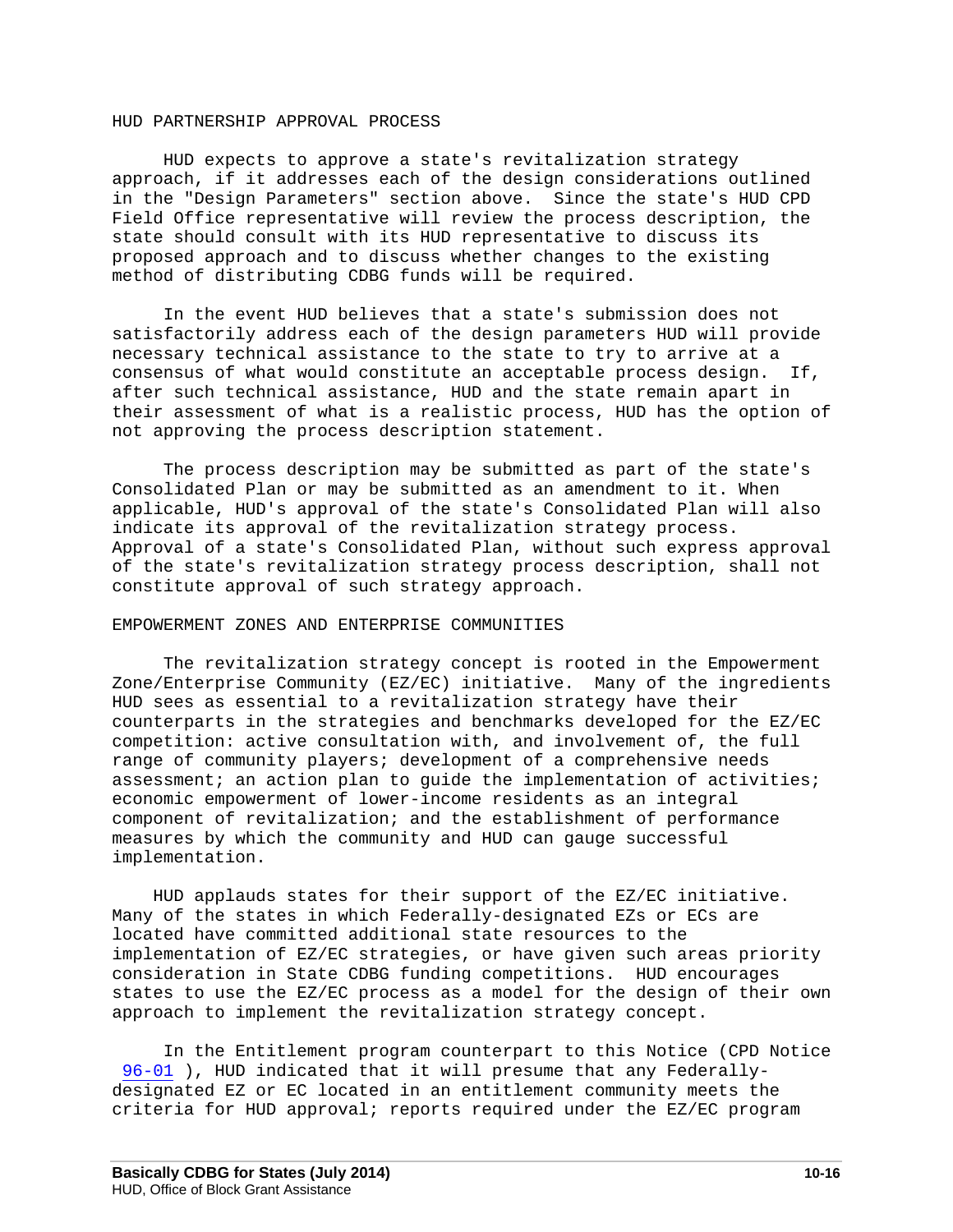## HUD PARTNERSHIP APPROVAL PROCESS

HUD expects to approve a state's revitalization strategy approach, if it addresses each of the design considerations outlined in the "Design Parameters" section above. Since the state's HUD CPD Field Office representative will review the process description, the state should consult with its HUD representative to discuss its proposed approach and to discuss whether changes to the existing method of distributing CDBG funds will be required.

In the event HUD believes that a state's submission does not satisfactorily address each of the design parameters HUD will provide necessary technical assistance to the state to try to arrive at a consensus of what would constitute an acceptable process design. If, after such technical assistance, HUD and the state remain apart in their assessment of what is a realistic process, HUD has the option of not approving the process description statement.

The process description may be submitted as part of the state's Consolidated Plan or may be submitted as an amendment to it. When applicable, HUD's approval of the state's Consolidated Plan will also indicate its approval of the revitalization strategy process. Approval of a state's Consolidated Plan, without such express approval of the state's revitalization strategy process description, shall not constitute approval of such strategy approach.

## EMPOWERMENT ZONES AND ENTERPRISE COMMUNITIES

The revitalization strategy concept is rooted in the Empowerment Zone/Enterprise Community (EZ/EC) initiative. Many of the ingredients HUD sees as essential to a revitalization strategy have their counterparts in the strategies and benchmarks developed for the EZ/EC competition: active consultation with, and involvement of, the full range of community players; development of a comprehensive needs assessment; an action plan to guide the implementation of activities; economic empowerment of lower-income residents as an integral component of revitalization; and the establishment of performance measures by which the community and HUD can gauge successful implementation.

HUD applauds states for their support of the EZ/EC initiative. Many of the states in which Federally-designated EZs or ECs are located have committed additional state resources to the implementation of EZ/EC strategies, or have given such areas priority consideration in State CDBG funding competitions. HUD encourages states to use the EZ/EC process as a model for the design of their own approach to implement the revitalization strategy concept.

In the Entitlement program counterpart to this Notice (CPD Notice 96-01 ), HUD indicated that it will presume that any Federally-designated EZ or EC located in an entitlement community meets the criteria for HUD approval; reports required under the EZ/EC program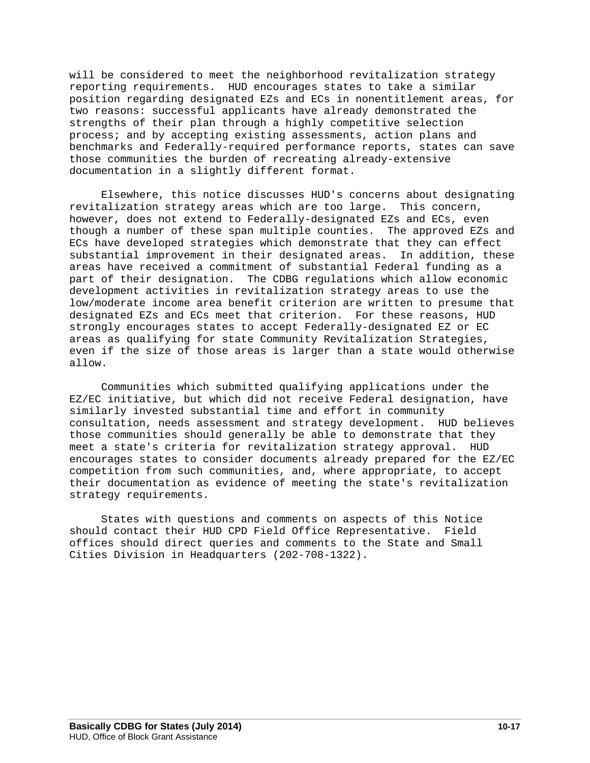will be considered to meet the neighborhood revitalization strategy reporting requirements. HUD encourages states to take a similar position regarding designated EZs and ECs in nonentitlement areas, for two reasons: successful applicants have already demonstrated the strengths of their plan through a highly competitive selection process; and by accepting existing assessments, action plans and benchmarks and Federally-required performance reports, states can save those communities the burden of recreating already-extensive documentation in a slightly different format.

Elsewhere, this notice discusses HUD's concerns about designating revitalization strategy areas which are too large. This concern, however, does not extend to Federally-designated EZs and ECs, even though a number of these span multiple counties. The approved EZs and ECs have developed strategies which demonstrate that they can effect substantial improvement in their designated areas. In addition, these areas have received a commitment of substantial Federal funding as a part of their designation. The CDBG regulations which allow economic development activities in revitalization strategy areas to use the low/moderate income area benefit criterion are written to presume that designated EZs and ECs meet that criterion. For these reasons, HUD strongly encourages states to accept Federally-designated EZ or EC areas as qualifying for state Community Revitalization Strategies, even if the size of those areas is larger than a state would otherwise allow.

Communities which submitted qualifying applications under the EZ/EC initiative, but which did not receive Federal designation, have similarly invested substantial time and effort in community consultation, needs assessment and strategy development. HUD believes those communities should generally be able to demonstrate that they meet a state's criteria for revitalization strategy approval. HUD encourages states to consider documents already prepared for the EZ/EC competition from such communities, and, where appropriate, to accept their documentation as evidence of meeting the state's revitalization strategy requirements.

States with questions and comments on aspects of this Notice should contact their HUD CPD Field Office Representative. Field offices should direct queries and comments to the State and Small Cities Division in Headquarters (202-708-1322).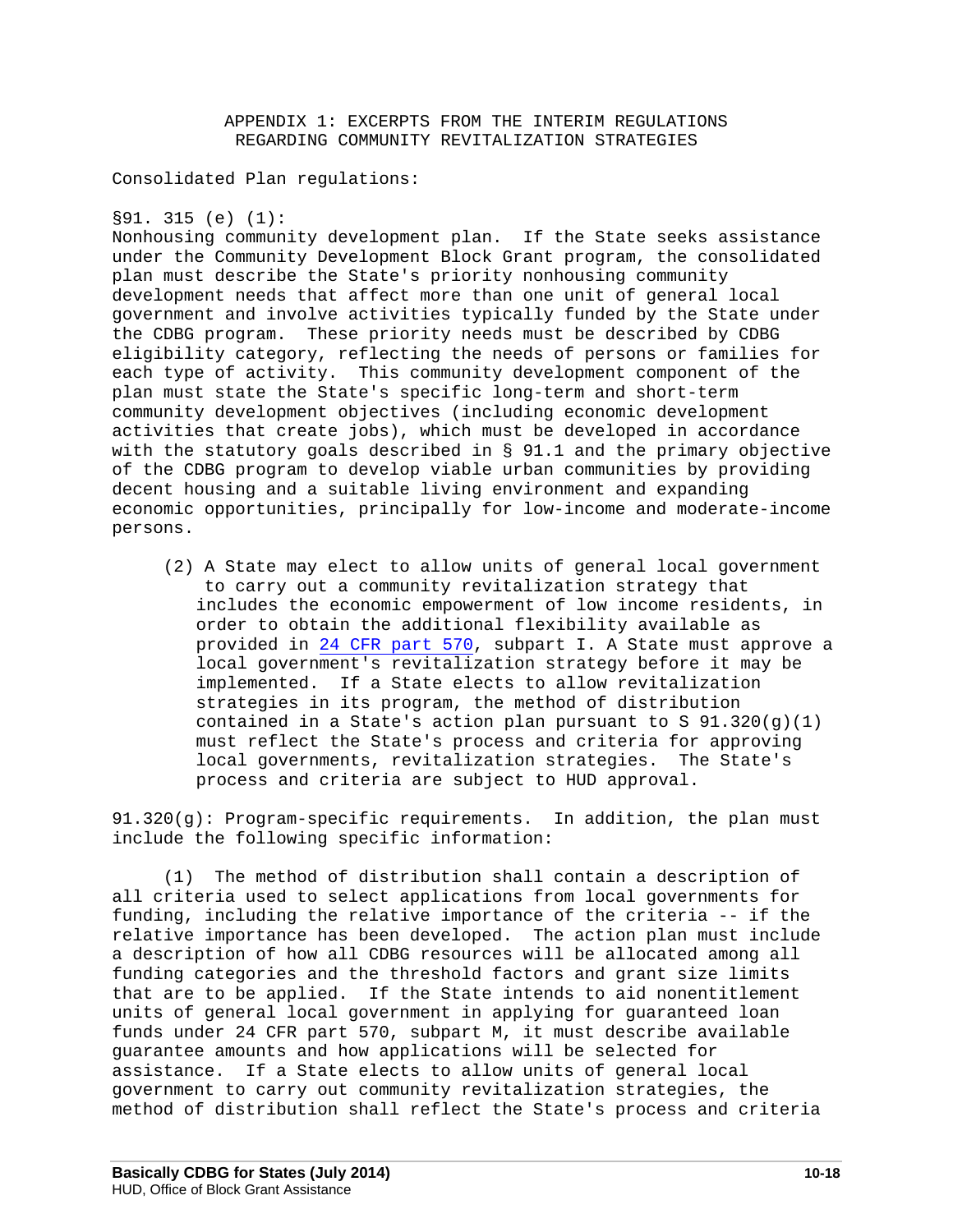# APPENDIX 1: EXCERPTS FROM THE INTERIM REGULATIONS REGARDING COMMUNITY REVITALIZATION STRATEGIES

Consolidated Plan regulations:

§91. 315 (e) (1):
Nonhousing community development plan. If the State seeks assistance under the Community Development Block Grant program, the consolidated plan must describe the State's priority nonhousing community development needs that affect more than one unit of general local government and involve activities typically funded by the State under the CDBG program. These priority needs must be described by CDBG eligibility category, reflecting the needs of persons or families for each type of activity. This community development component of the plan must state the State's specific long-term and short-term community development objectives (including economic development activities that create jobs), which must be developed in accordance with the statutory goals described in § 91.1 and the primary objective of the CDBG program to develop viable urban communities by providing decent housing and a suitable living environment and expanding economic opportunities, principally for low-income and moderate-income persons.

(2) A State may elect to allow units of general local government to carry out a community revitalization strategy that includes the economic empowerment of low income residents, in order to obtain the additional flexibility available as provided in 24 CFR part 570, subpart I. A State must approve a local government's revitalization strategy before it may be implemented. If a State elects to allow revitalization strategies in its program, the method of distribution contained in a State's action plan pursuant to S 91.320(g)(1) must reflect the State's process and criteria for approving local governments, revitalization strategies. The State's process and criteria are subject to HUD approval.

91.320(g): Program-specific requirements. In addition, the plan must include the following specific information:

(1) The method of distribution shall contain a description of all criteria used to select applications from local governments for funding, including the relative importance of the criteria -- if the relative importance has been developed. The action plan must include a description of how all CDBG resources will be allocated among all funding categories and the threshold factors and grant size limits that are to be applied. If the State intends to aid nonentitlement units of general local government in applying for guaranteed loan funds under 24 CFR part 570, subpart M, it must describe available guarantee amounts and how applications will be selected for assistance. If a State elects to allow units of general local government to carry out community revitalization strategies, the method of distribution shall reflect the State's process and criteria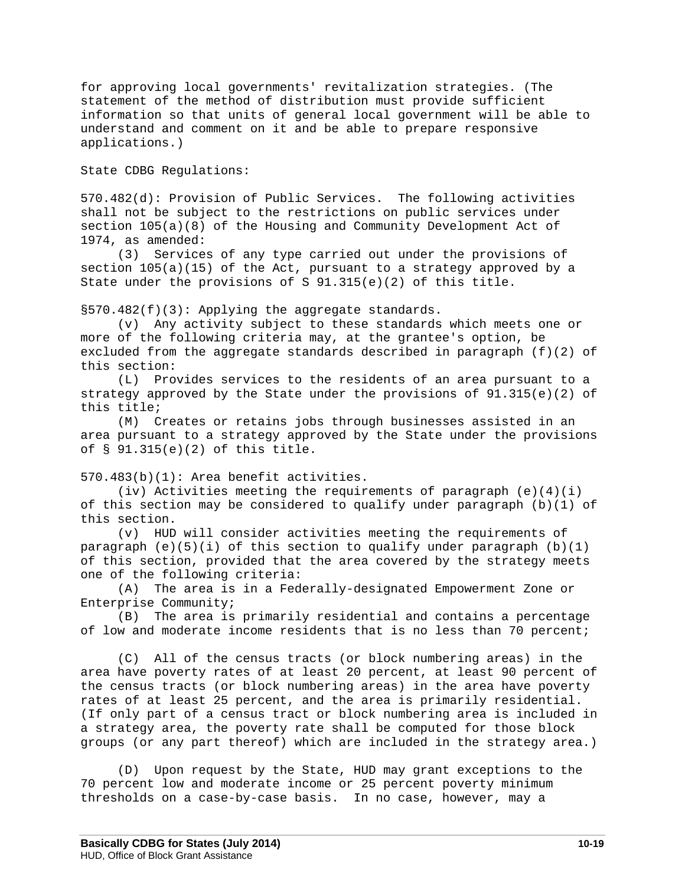for approving local governments' revitalization strategies. (The statement of the method of distribution must provide sufficient information so that units of general local government will be able to understand and comment on it and be able to prepare responsive applications.)

State CDBG Regulations:

570.482(d): Provision of Public Services. The following activities shall not be subject to the restrictions on public services under section 105(a)(8) of the Housing and Community Development Act of 1974, as amended:

(3) Services of any type carried out under the provisions of section 105(a)(15) of the Act, pursuant to a strategy approved by a State under the provisions of S 91.315(e)(2) of this title.

§570.482(f)(3): Applying the aggregate standards.

(v) Any activity subject to these standards which meets one or more of the following criteria may, at the grantee's option, be excluded from the aggregate standards described in paragraph (f)(2) of this section:

(L) Provides services to the residents of an area pursuant to a strategy approved by the State under the provisions of 91.315(e)(2) of this title;

(M) Creates or retains jobs through businesses assisted in an area pursuant to a strategy approved by the State under the provisions of § 91.315(e)(2) of this title.

570.483(b)(1): Area benefit activities.

(iv) Activities meeting the requirements of paragraph (e)(4)(i) of this section may be considered to qualify under paragraph (b)(1) of this section.

(v) HUD will consider activities meeting the requirements of paragraph (e)(5)(i) of this section to qualify under paragraph (b)(1) of this section, provided that the area covered by the strategy meets one of the following criteria:

(A) The area is in a Federally-designated Empowerment Zone or Enterprise Community;

(B) The area is primarily residential and contains a percentage of low and moderate income residents that is no less than 70 percent;

(C) All of the census tracts (or block numbering areas) in the area have poverty rates of at least 20 percent, at least 90 percent of the census tracts (or block numbering areas) in the area have poverty rates of at least 25 percent, and the area is primarily residential. (If only part of a census tract or block numbering area is included in a strategy area, the poverty rate shall be computed for those block groups (or any part thereof) which are included in the strategy area.)

(D) Upon request by the State, HUD may grant exceptions to the 70 percent low and moderate income or 25 percent poverty minimum thresholds on a case-by-case basis. In no case, however, may a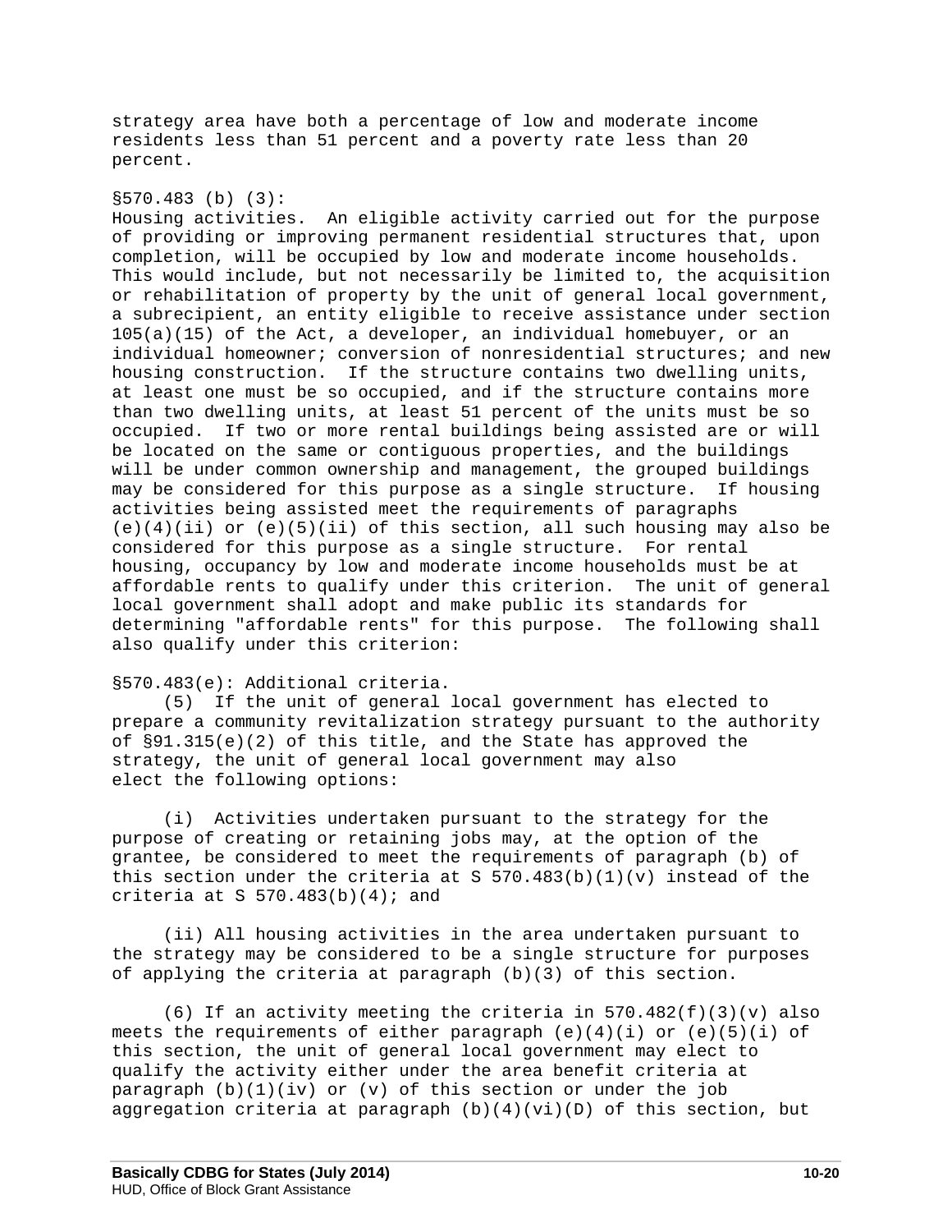strategy area have both a percentage of low and moderate income residents less than 51 percent and a poverty rate less than 20 percent.

§570.483 (b) (3):
Housing activities. An eligible activity carried out for the purpose of providing or improving permanent residential structures that, upon completion, will be occupied by low and moderate income households. This would include, but not necessarily be limited to, the acquisition or rehabilitation of property by the unit of general local government, a subrecipient, an entity eligible to receive assistance under section 105(a)(15) of the Act, a developer, an individual homebuyer, or an individual homeowner; conversion of nonresidential structures; and new housing construction. If the structure contains two dwelling units, at least one must be so occupied, and if the structure contains more than two dwelling units, at least 51 percent of the units must be so occupied. If two or more rental buildings being assisted are or will be located on the same or contiguous properties, and the buildings will be under common ownership and management, the grouped buildings may be considered for this purpose as a single structure. If housing activities being assisted meet the requirements of paragraphs (e)(4)(ii) or (e)(5)(ii) of this section, all such housing may also be considered for this purpose as a single structure. For rental housing, occupancy by low and moderate income households must be at affordable rents to qualify under this criterion. The unit of general local government shall adopt and make public its standards for determining "affordable rents" for this purpose. The following shall also qualify under this criterion:

§570.483(e): Additional criteria.

(5) If the unit of general local government has elected to prepare a community revitalization strategy pursuant to the authority of §91.315(e)(2) of this title, and the State has approved the strategy, the unit of general local government may also elect the following options:

(i) Activities undertaken pursuant to the strategy for the purpose of creating or retaining jobs may, at the option of the grantee, be considered to meet the requirements of paragraph (b) of this section under the criteria at S 570.483(b)(1)(v) instead of the criteria at S 570.483(b)(4); and

(ii) All housing activities in the area undertaken pursuant to the strategy may be considered to be a single structure for purposes of applying the criteria at paragraph (b)(3) of this section.

(6) If an activity meeting the criteria in 570.482(f)(3)(v) also meets the requirements of either paragraph (e)(4)(i) or (e)(5)(i) of this section, the unit of general local government may elect to qualify the activity either under the area benefit criteria at paragraph (b)(1)(iv) or (v) of this section or under the job aggregation criteria at paragraph (b)(4)(vi)(D) of this section, but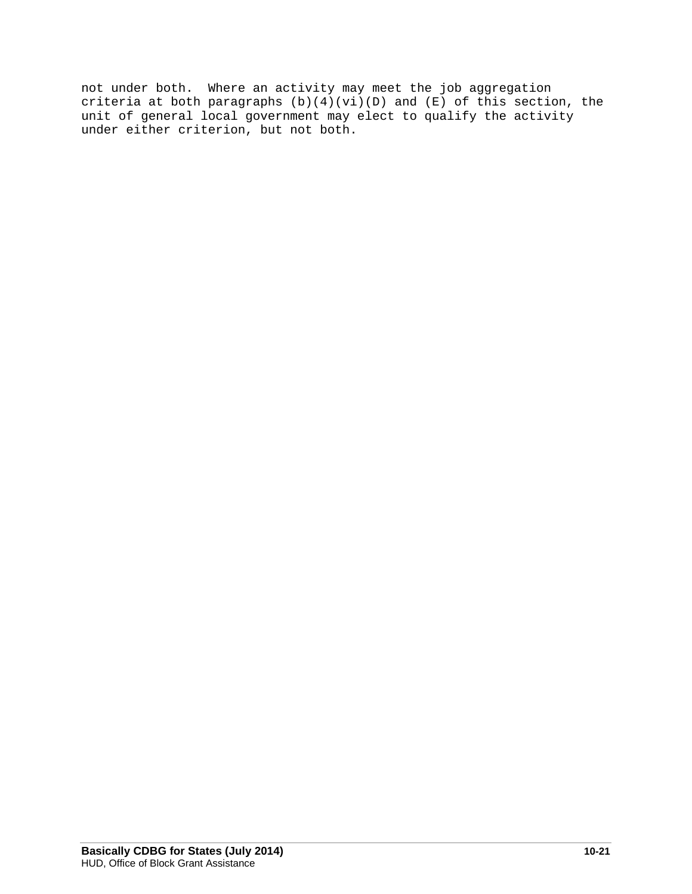not under both. Where an activity may meet the job aggregation criteria at both paragraphs (b)(4)(vi)(D) and (E) of this section, the unit of general local government may elect to qualify the activity under either criterion, but not both.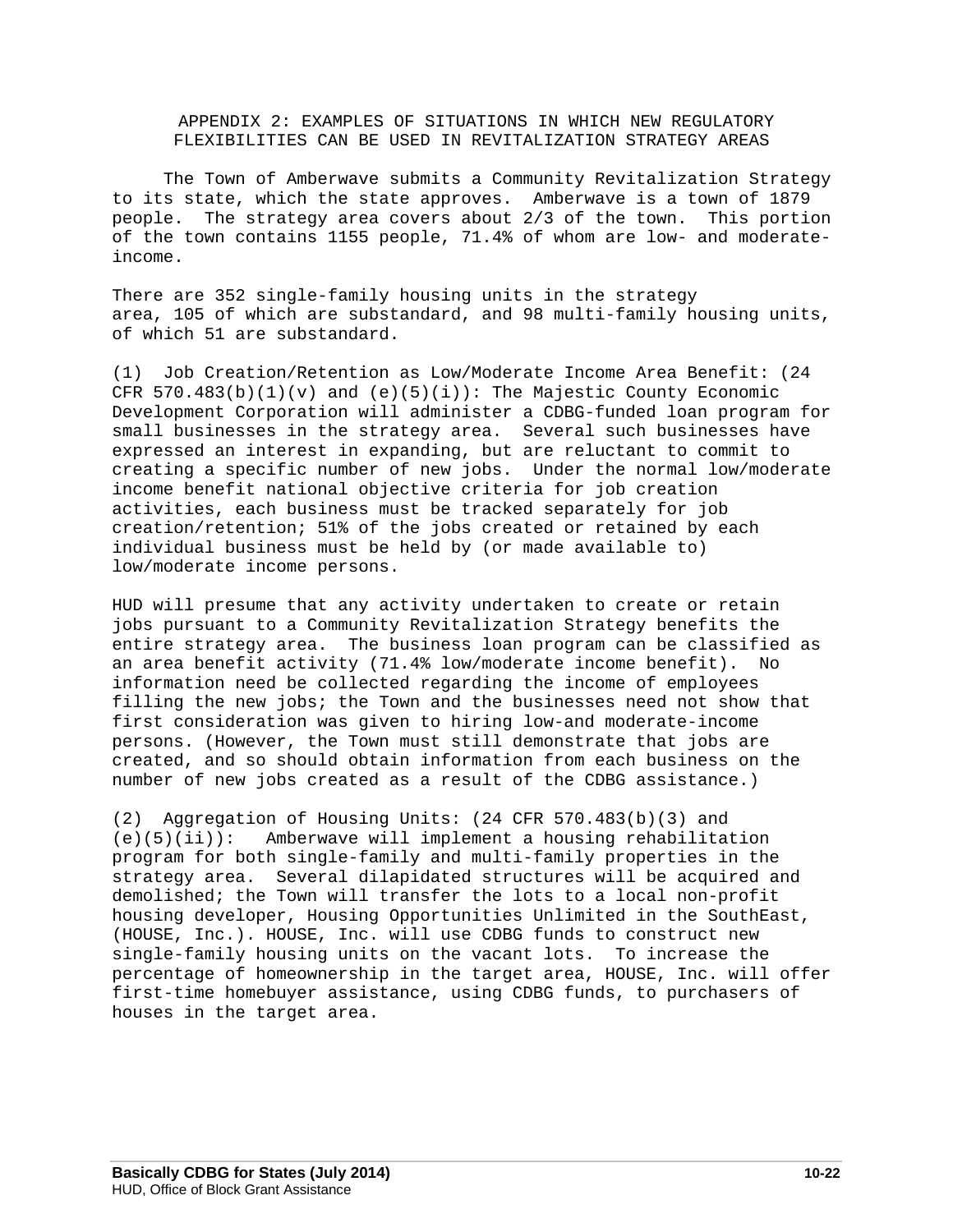# APPENDIX 2: EXAMPLES OF SITUATIONS IN WHICH NEW REGULATORY FLEXIBILITIES CAN BE USED IN REVITALIZATION STRATEGY AREAS

The Town of Amberwave submits a Community Revitalization Strategy to its state, which the state approves. Amberwave is a town of 1879 people. The strategy area covers about 2/3 of the town. This portion of the town contains 1155 people, 71.4% of whom are low- and moderate-income.

There are 352 single-family housing units in the strategy area, 105 of which are substandard, and 98 multi-family housing units, of which 51 are substandard.

(1) Job Creation/Retention as Low/Moderate Income Area Benefit: (24 CFR 570.483(b)(1)(v) and (e)(5)(i)): The Majestic County Economic Development Corporation will administer a CDBG-funded loan program for small businesses in the strategy area. Several such businesses have expressed an interest in expanding, but are reluctant to commit to creating a specific number of new jobs. Under the normal low/moderate income benefit national objective criteria for job creation activities, each business must be tracked separately for job creation/retention; 51% of the jobs created or retained by each individual business must be held by (or made available to) low/moderate income persons.

HUD will presume that any activity undertaken to create or retain jobs pursuant to a Community Revitalization Strategy benefits the entire strategy area. The business loan program can be classified as an area benefit activity (71.4% low/moderate income benefit). No information need be collected regarding the income of employees filling the new jobs; the Town and the businesses need not show that first consideration was given to hiring low-and moderate-income persons. (However, the Town must still demonstrate that jobs are created, and so should obtain information from each business on the number of new jobs created as a result of the CDBG assistance.)

(2) Aggregation of Housing Units: (24 CFR 570.483(b)(3) and (e)(5)(ii)): Amberwave will implement a housing rehabilitation program for both single-family and multi-family properties in the strategy area. Several dilapidated structures will be acquired and demolished; the Town will transfer the lots to a local non-profit housing developer, Housing Opportunities Unlimited in the SouthEast, (HOUSE, Inc.). HOUSE, Inc. will use CDBG funds to construct new single-family housing units on the vacant lots. To increase the percentage of homeownership in the target area, HOUSE, Inc. will offer first-time homebuyer assistance, using CDBG funds, to purchasers of houses in the target area.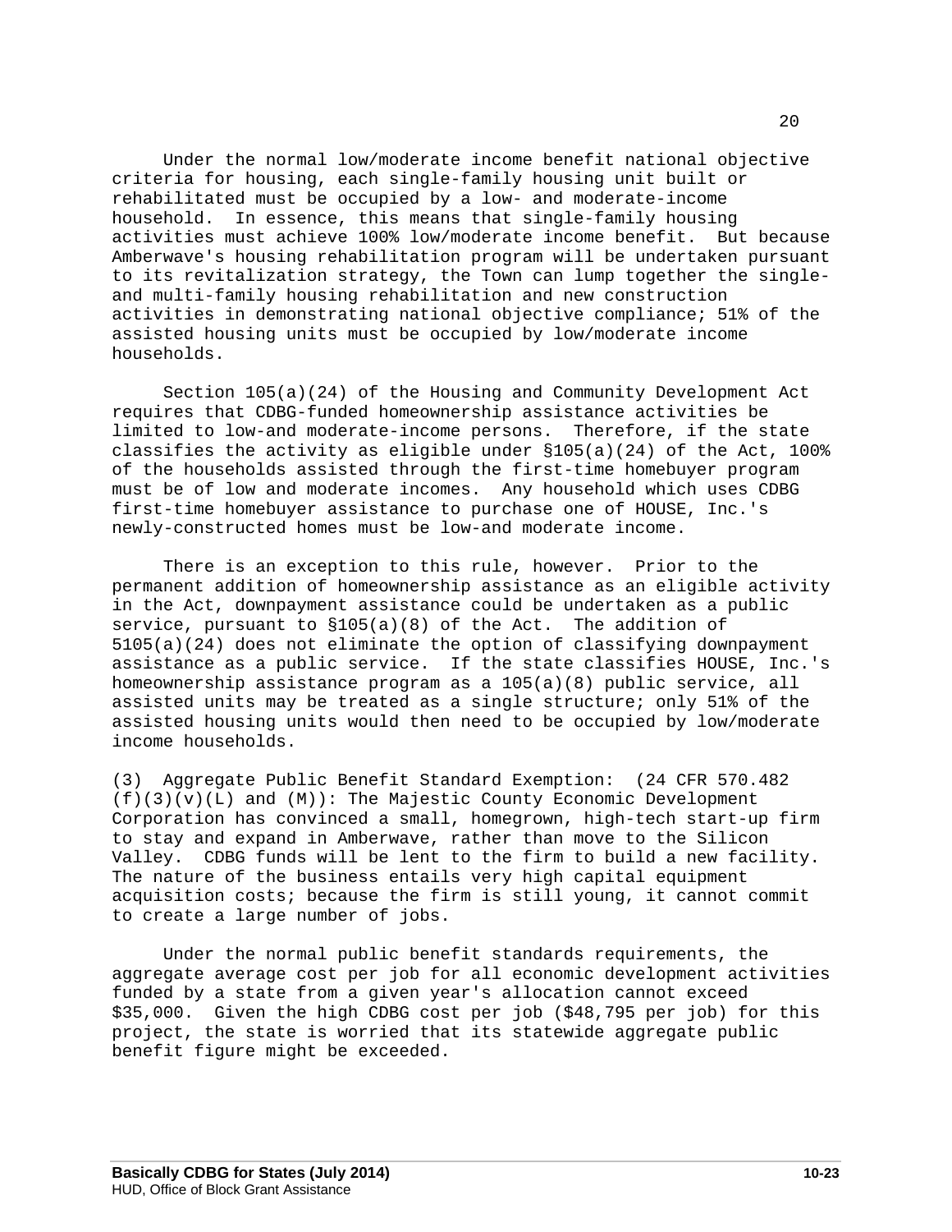Under the normal low/moderate income benefit national objective criteria for housing, each single-family housing unit built or rehabilitated must be occupied by a low- and moderate-income household. In essence, this means that single-family housing activities must achieve 100% low/moderate income benefit. But because Amberwave's housing rehabilitation program will be undertaken pursuant to its revitalization strategy, the Town can lump together the single- and multi-family housing rehabilitation and new construction activities in demonstrating national objective compliance; 51% of the assisted housing units must be occupied by low/moderate income households.

Section 105(a)(24) of the Housing and Community Development Act requires that CDBG-funded homeownership assistance activities be limited to low-and moderate-income persons. Therefore, if the state classifies the activity as eligible under §105(a)(24) of the Act, 100% of the households assisted through the first-time homebuyer program must be of low and moderate incomes. Any household which uses CDBG first-time homebuyer assistance to purchase one of HOUSE, Inc.'s newly-constructed homes must be low-and moderate income.

There is an exception to this rule, however. Prior to the permanent addition of homeownership assistance as an eligible activity in the Act, downpayment assistance could be undertaken as a public service, pursuant to §105(a)(8) of the Act. The addition of 5105(a)(24) does not eliminate the option of classifying downpayment assistance as a public service. If the state classifies HOUSE, Inc.'s homeownership assistance program as a 105(a)(8) public service, all assisted units may be treated as a single structure; only 51% of the assisted housing units would then need to be occupied by low/moderate income households.

(3) Aggregate Public Benefit Standard Exemption: (24 CFR 570.482 (f)(3)(v)(L) and (M)): The Majestic County Economic Development Corporation has convinced a small, homegrown, high-tech start-up firm to stay and expand in Amberwave, rather than move to the Silicon Valley. CDBG funds will be lent to the firm to build a new facility. The nature of the business entails very high capital equipment acquisition costs; because the firm is still young, it cannot commit to create a large number of jobs.

Under the normal public benefit standards requirements, the aggregate average cost per job for all economic development activities funded by a state from a given year's allocation cannot exceed $35,000. Given the high CDBG cost per job ($48,795 per job) for this project, the state is worried that its statewide aggregate public benefit figure might be exceeded.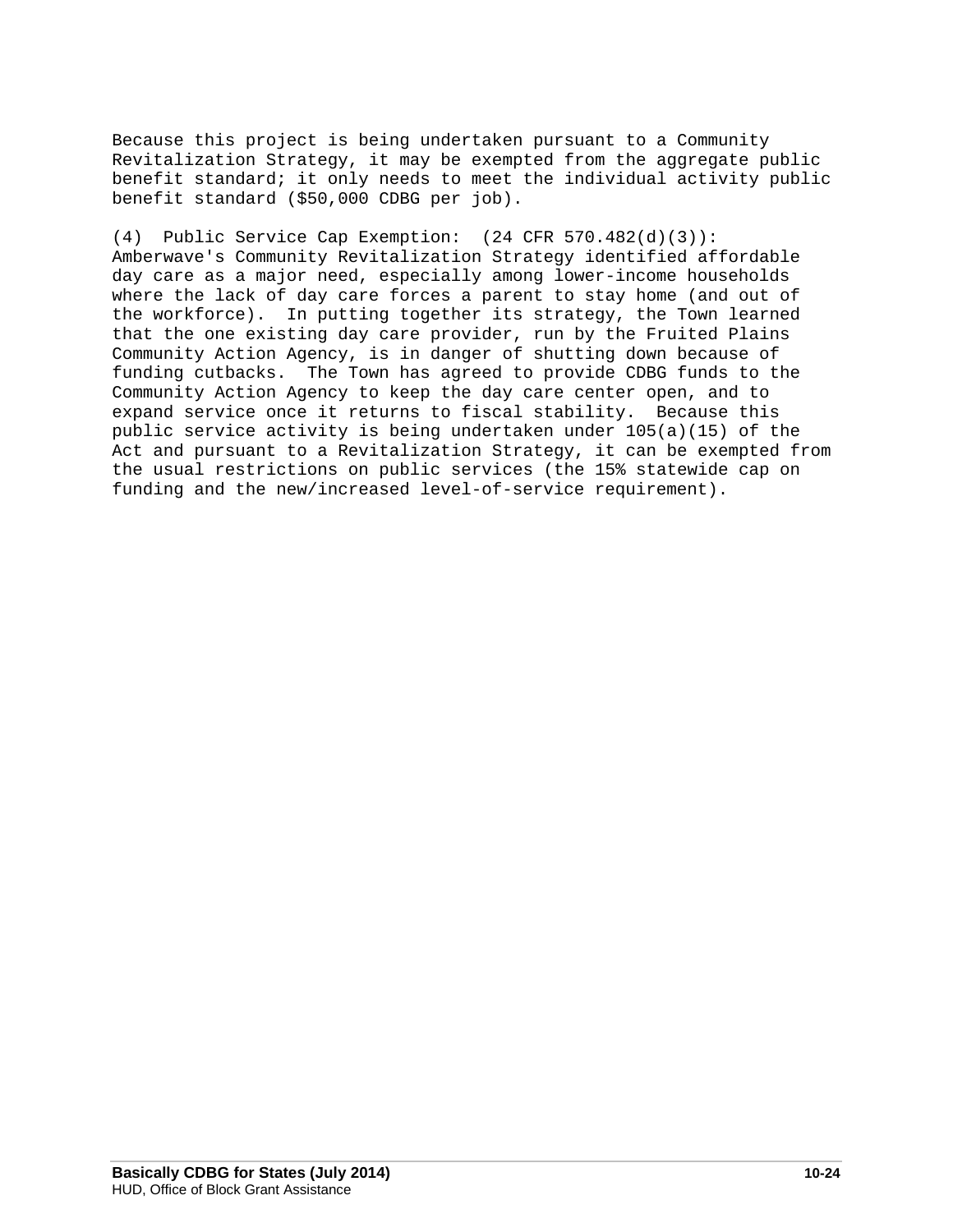Because this project is being undertaken pursuant to a Community Revitalization Strategy, it may be exempted from the aggregate public benefit standard; it only needs to meet the individual activity public benefit standard ($50,000 CDBG per job).

(4) Public Service Cap Exemption: (24 CFR 570.482(d)(3)): Amberwave's Community Revitalization Strategy identified affordable day care as a major need, especially among lower-income households where the lack of day care forces a parent to stay home (and out of the workforce). In putting together its strategy, the Town learned that the one existing day care provider, run by the Fruited Plains Community Action Agency, is in danger of shutting down because of funding cutbacks. The Town has agreed to provide CDBG funds to the Community Action Agency to keep the day care center open, and to expand service once it returns to fiscal stability. Because this public service activity is being undertaken under 105(a)(15) of the Act and pursuant to a Revitalization Strategy, it can be exempted from the usual restrictions on public services (the 15% statewide cap on funding and the new/increased level-of-service requirement).